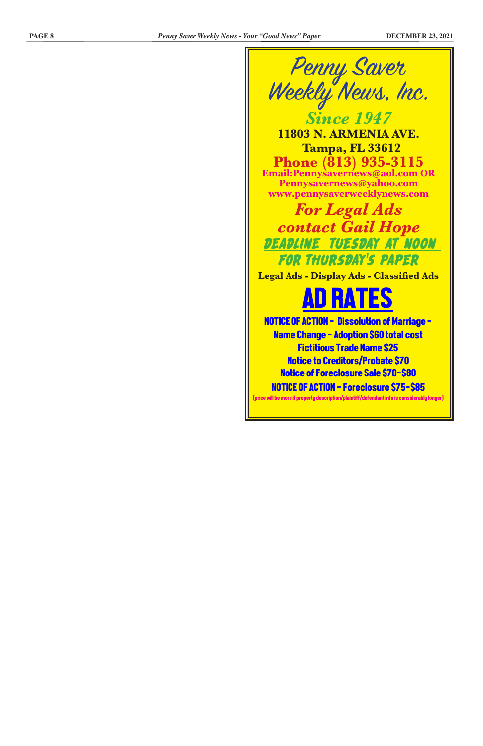# Penny Saver Weekly News, Inc.

*Since 1947*

**11803 N. ARMENIA AVE.**

**Tampa, FL 33612**

**Phone (813) 935-3115**

**Email:Pennysavernews@aol.com OR Pennysavernews@yahoo.com**

**www.pennysaverweeklynews.com**

***For Legal Ads contact Gail Hope***

DEADLINE TUESDAY AT NOON FOR THURSDAY'S PAPER

**Legal Ads - Display Ads - Classified Ads**

## AD RATES

**NOTICE OF ACTION - Dissolution of Marriage - Name Change - Adoption $60 total cost**

**Fictitious Trade Name $25**

**Notice to Creditors/Probate $70**

**Notice of Foreclosure Sale $70-$80**

**NOTICE OF ACTION - Foreclosure $75-$85**

(price will be more if property description/plaintiff/defendant info is considerably longer)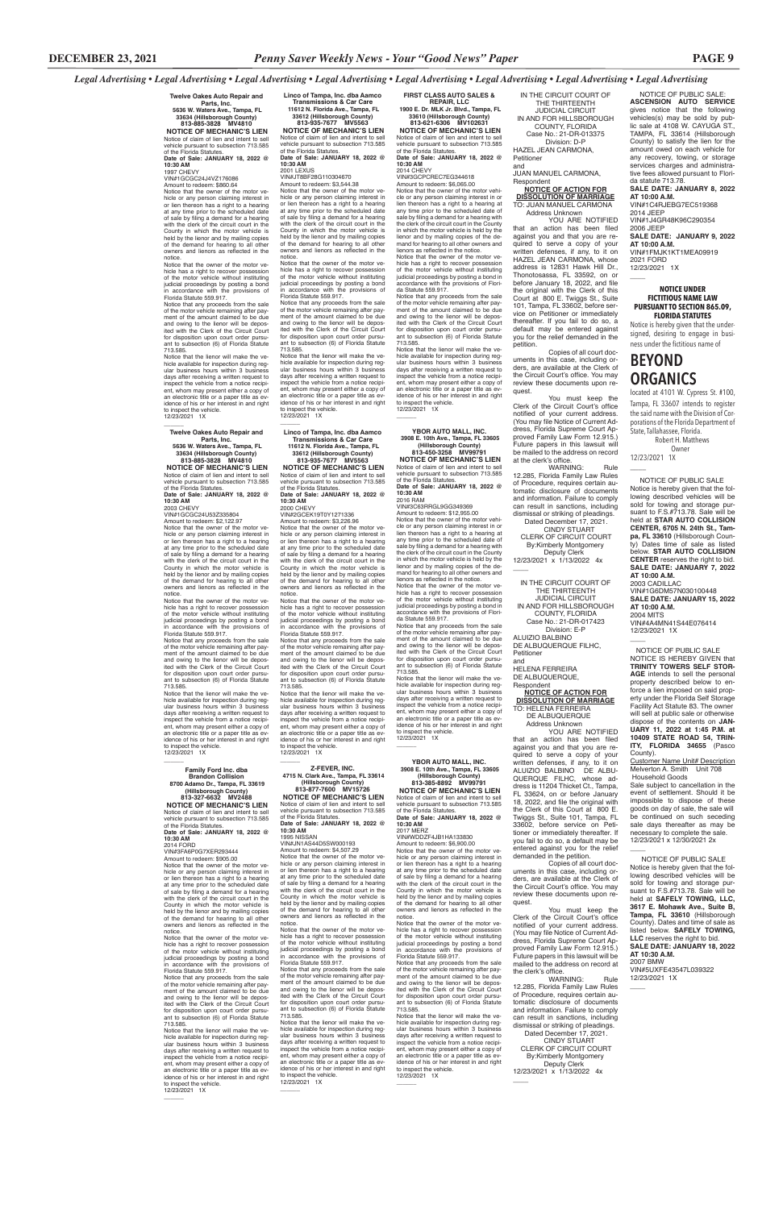*Legal Advertising • Legal Advertising • Legal Advertising • Legal Advertising • Legal Advertising • Legal Advertising • Legal Advertising • Legal Advertising*

**Twelve Oakes Auto Repair and Parts, Inc.**
**5636 W. Waters Ave., Tampa, FL 33634 (Hillsborough County)**
**813-885-3828 MV4810**

**NOTICE OF MECHANIC'S LIEN**

Notice of claim of lien and intent to sell vehicle pursuant to subsection 713.585 of the Florida Statutes.

**Date of Sale: JANUARY 18, 2022 @ 10:30 AM**

1997 CHEVY
VIN#1GCGC24J4VZ176086
Amount to redeem: $860.64

Notice that the owner of the motor vehicle or any person claiming interest in or lien thereon has a right to a hearing at any time prior to the scheduled date of sale by filing a demand for a hearing with the clerk of the circuit court in the County in which the motor vehicle is held by the lienor and by mailing copies of the demand for hearing to all other owners and lienors as reflected in the notice.

Notice that the owner of the motor vehicle has a right to recover possession of the motor vehicle without instituting judicial proceedings by posting a bond in accordance with the provisions of Florida Statute 559.917.

Notice that any proceeds from the sale of the motor vehicle remaining after payment of the amount claimed to be due and owing to the lienor will be deposited with the Clerk of the Circuit Court for disposition upon court order pursuant to subsection (6) of Florida Statute 713.585.

Notice that the lienor will make the vehicle available for inspection during regular business hours within 3 business days after receiving a written request to inspect the vehicle from a notice recipient, whom may present either a copy of an electronic title or a paper title as evidence of his or her interest in and right to inspect the vehicle.

12/23/2021 1X

---

**Twelve Oakes Auto Repair and Parts, Inc.**
**5636 W. Waters Ave., Tampa, FL 33634 (Hillsborough County)**
**813-885-3828 MV4810**

**NOTICE OF MECHANIC'S LIEN**

Notice of claim of lien and intent to sell vehicle pursuant to subsection 713.585 of the Florida Statutes.

**Date of Sale: JANUARY 18, 2022 @ 10:30 AM**

2003 CHEVY
VIN#1GCGC24U53Z335804
Amount to redeem: $2,122.97

Notice that the owner of the motor vehicle or any person claiming interest in or lien thereon has a right to a hearing at any time prior to the scheduled date of sale by filing a demand for a hearing with the clerk of the circuit court in the County in which the motor vehicle is held by the lienor and by mailing copies of the demand for hearing to all other owners and lienors as reflected in the notice.

Notice that the owner of the motor vehicle has a right to recover possession of the motor vehicle without instituting judicial proceedings by posting a bond in accordance with the provisions of Florida Statute 559.917.

Notice that any proceeds from the sale of the motor vehicle remaining after payment of the amount claimed to be due and owing to the lienor will be deposited with the Clerk of the Circuit Court for disposition upon court order pursuant to subsection (6) of Florida Statute 713.585.

Notice that the lienor will make the vehicle available for inspection during regular business hours within 3 business days after receiving a written request to inspect the vehicle from a notice recipient, whom may present either a copy of an electronic title or a paper title as evidence of his or her interest in and right to inspect the vehicle.

12/23/2021 1X

---

**Family Ford Inc. dba Brandon Collision**
**8700 Adamo Dr., Tampa, FL 33619 (Hillsborough County)**
**813-327-6632 MV2488**

**NOTICE OF MECHANIC'S LIEN**

Notice of claim of lien and intent to sell vehicle pursuant to subsection 713.585 of the Florida Statutes.

**Date of Sale: JANUARY 18, 2022 @ 10:30 AM**

2014 FORD
VIN#3FA6P0G7XER293444
Amount to redeem: $905.00

Notice that the owner of the motor vehicle or any person claiming interest in or lien thereon has a right to a hearing at any time prior to the scheduled date of sale by filing a demand for a hearing with the clerk of the circuit court in the County in which the motor vehicle is held by the lienor and by mailing copies of the demand for hearing to all other owners and lienors as reflected in the notice.

Notice that the owner of the motor vehicle has a right to recover possession of the motor vehicle without instituting judicial proceedings by posting a bond in accordance with the provisions of Florida Statute 559.917.

Notice that any proceeds from the sale of the motor vehicle remaining after payment of the amount claimed to be due and owing to the lienor will be deposited with the Clerk of the Circuit Court for disposition upon court order pursuant to subsection (6) of Florida Statute 713.585.

Notice that the lienor will make the vehicle available for inspection during regular business hours within 3 business days after receiving a written request to inspect the vehicle from a notice recipient, whom may present either a copy of an electronic title or a paper title as evidence of his or her interest in and right to inspect the vehicle.

12/23/2021 1X

---

**Linco of Tampa, Inc. dba Aamco Transmissions & Car Care**
**11612 N. Florida Ave., Tampa, FL 33612 (Hillsborough County)**
**813-935-7677 MV5563**

**NOTICE OF MECHANIC'S LIEN**

Notice of claim of lien and intent to sell vehicle pursuant to subsection 713.585 of the Florida Statutes.

**Date of Sale: JANUARY 18, 2022 @ 10:30 AM**

2001 LEXUS
VIN#JT8BF28G110304670
Amount to redeem: $3,544.38

Notice that the owner of the motor vehicle or any person claiming interest in or lien thereon has a right to a hearing at any time prior to the scheduled date of sale by filing a demand for a hearing with the clerk of the circuit court in the County in which the motor vehicle is held by the lienor and by mailing copies of the demand for hearing to all other owners and lienors as reflected in the notice.

Notice that the owner of the motor vehicle has a right to recover possession of the motor vehicle without instituting judicial proceedings by posting a bond in accordance with the provisions of Florida Statute 559.917.

Notice that any proceeds from the sale of the motor vehicle remaining after payment of the amount claimed to be due and owing to the lienor will be deposited with the Clerk of the Circuit Court for disposition upon court order pursuant to subsection (6) of Florida Statute 713.585.

Notice that the lienor will make the vehicle available for inspection during regular business hours within 3 business days after receiving a written request to inspect the vehicle from a notice recipient, whom may present either a copy of an electronic title or a paper title as evidence of his or her interest in and right to inspect the vehicle.

12/23/2021 1X

---

**Linco of Tampa, Inc. dba Aamco Transmissions & Car Care**
**11612 N. Florida Ave., Tampa, FL 33612 (Hillsborough County)**
**813-935-7677 MV5563**

**NOTICE OF MECHANIC'S LIEN**

Notice of claim of lien and intent to sell vehicle pursuant to subsection 713.585 of the Florida Statutes.

**Date of Sale: JANUARY 18, 2022 @ 10:30 AM**

2000 CHEVY
VIN#2GCEK19T0Y1271336
Amount to redeem: $3,226.96

Notice that the owner of the motor vehicle or any person claiming interest in or lien thereon has a right to a hearing at any time prior to the scheduled date of sale by filing a demand for a hearing with the clerk of the circuit court in the County in which the motor vehicle is held by the lienor and by mailing copies of the demand for hearing to all other owners and lienors as reflected in the notice.

Notice that the owner of the motor vehicle has a right to recover possession of the motor vehicle without instituting judicial proceedings by posting a bond in accordance with the provisions of Florida Statute 559.917.

Notice that any proceeds from the sale of the motor vehicle remaining after payment of the amount claimed to be due and owing to the lienor will be deposited with the Clerk of the Circuit Court for disposition upon court order pursuant to subsection (6) of Florida Statute 713.585.

Notice that the lienor will make the vehicle available for inspection during regular business hours within 3 business days after receiving a written request to inspect the vehicle from a notice recipient, whom may present either a copy of an electronic title or a paper title as evidence of his or her interest in and right to inspect the vehicle.

12/23/2021 1X

---

**Z-FEVER, INC.**
**4715 N. Clark Ave., Tampa, FL 33614 (Hillsborough County)**
**813-877-7600 MV15726**

**NOTICE OF MECHANIC'S LIEN**

Notice of claim of lien and intent to sell vehicle pursuant to subsection 713.585 of the Florida Statutes.

**Date of Sale: JANUARY 18, 2022 @ 10:30 AM**

1995 NISSAN
VIN#JN1AS44D5SW000193
Amount to redeem: $4,507.29

Notice that the owner of the motor vehicle or any person claiming interest in or lien thereon has a right to a hearing at any time prior to the scheduled date of sale by filing a demand for a hearing with the clerk of the circuit court in the County in which the motor vehicle is held by the lienor and by mailing copies of the demand for hearing to all other owners and lienors as reflected in the notice.

Notice that the owner of the motor vehicle has a right to recover possession of the motor vehicle without instituting judicial proceedings by posting a bond in accordance with the provisions of Florida Statute 559.917.

Notice that any proceeds from the sale of the motor vehicle remaining after payment of the amount claimed to be due and owing to the lienor will be deposited with the Clerk of the Circuit Court for disposition upon court order pursuant to subsection (6) of Florida Statute 713.585.

Notice that the lienor will make the vehicle available for inspection during regular business hours within 3 business days after receiving a written request to inspect the vehicle from a notice recipient, whom may present either a copy of an electronic title or a paper title as evidence of his or her interest in and right to inspect the vehicle.

12/23/2021 1X

---

**FIRST CLASS AUTO SALES & REPAIR, LLC**
**1900 E. Dr. MLK Jr. Blvd., Tampa, FL 33610 (Hillsborough County)**
**813-621-6306 MV102631**

**NOTICE OF MECHANIC'S LIEN**

Notice of claim of lien and intent to sell vehicle pursuant to subsection 713.585 of the Florida Statutes.

**Date of Sale: JANUARY 18, 2022 @ 10:30 AM**

2014 CHEVY
VIN#3GCPCREC7EG344618
Amount to redeem: $6,065.00

Notice that the owner of the motor vehicle or any person claiming interest in or lien thereon has a right to a hearing at any time prior to the scheduled date of sale by filing a demand for a hearing with the clerk of the circuit court in the County in which the motor vehicle is held by the lienor and by mailing copies of the demand for hearing to all other owners and lienors as reflected in the notice.

Notice that the owner of the motor vehicle has a right to recover possession of the motor vehicle without instituting judicial proceedings by posting a bond in accordance with the provisions of Florida Statute 559.917.

Notice that any proceeds from the sale of the motor vehicle remaining after payment of the amount claimed to be due and owing to the lienor will be deposited with the Clerk of the Circuit Court for disposition upon court order pursuant to subsection (6) of Florida Statute 713.585.

Notice that the lienor will make the vehicle available for inspection during regular business hours within 3 business days after receiving a written request to inspect the vehicle from a notice recipient, whom may present either a copy of an electronic title or a paper title as evidence of his or her interest in and right to inspect the vehicle.

12/23/2021 1X

---

**YBOR AUTO MALL, INC.**
**3908 E. 10th Ave., Tampa, FL 33605 (Hillsborough County)**
**813-450-3258 MV99791**

**NOTICE OF MECHANIC'S LIEN**

Notice of claim of lien and intent to sell vehicle pursuant to subsection 713.585 of the Florida Statutes.

**Date of Sale: JANUARY 18, 2022 @ 10:30 AM**

2016 RAM
VIN#3C63RRGL9GG349369
Amount to redeem: $12,955.00

Notice that the owner of the motor vehicle or any person claiming interest in or lien thereon has a right to a hearing at any time prior to the scheduled date of sale by filing a demand for a hearing with the clerk of the circuit court in the County in which the motor vehicle is held by the lienor and by mailing copies of the demand for hearing to all other owners and lienors as reflected in the notice.

Notice that the owner of the motor vehicle has a right to recover possession of the motor vehicle without instituting judicial proceedings by posting a bond in accordance with the provisions of Florida Statute 559.917.

Notice that any proceeds from the sale of the motor vehicle remaining after payment of the amount claimed to be due and owing to the lienor will be deposited with the Clerk of the Circuit Court for disposition upon court order pursuant to subsection (6) of Florida Statute 713.585.

Notice that the lienor will make the vehicle available for inspection during regular business hours within 3 business days after receiving a written request to inspect the vehicle from a notice recipient, whom may present either a copy of an electronic title or a paper title as evidence of his or her interest in and right to inspect the vehicle.

12/23/2021 1X

---

**YBOR AUTO MALL, INC.**
**3908 E. 10th Ave., Tampa, FL 33605 (Hillsborough County)**
**813-385-8892 MV99791**

**NOTICE OF MECHANIC'S LIEN**

Notice of claim of lien and intent to sell vehicle pursuant to subsection 713.585 of the Florida Statutes.

**Date of Sale: JANUARY 18, 2022 @ 10:30 AM**

2017 MERZ
VIN#WDDZF4JB1HA133830
Amount to redeem: $6,900.00

Notice that the owner of the motor vehicle or any person claiming interest in or lien thereon has a right to a hearing at any time prior to the scheduled date of sale by filing a demand for a hearing with the clerk of the circuit court in the County in which the motor vehicle is held by the lienor and by mailing copies of the demand for hearing to all other owners and lienors as reflected in the notice.

Notice that the owner of the motor vehicle has a right to recover possession of the motor vehicle without instituting judicial proceedings by posting a bond in accordance with the provisions of Florida Statute 559.917.

Notice that any proceeds from the sale of the motor vehicle remaining after payment of the amount claimed to be due and owing to the lienor will be deposited with the Clerk of the Circuit Court for disposition upon court order pursuant to subsection (6) of Florida Statute 713.585.

Notice that the lienor will make the vehicle available for inspection during regular business hours within 3 business days after receiving a written request to inspect the vehicle from a notice recipient, whom may present either a copy of an electronic title or a paper title as evidence of his or her interest in and right to inspect the vehicle.

12/23/2021 1X

---

IN THE CIRCUIT COURT OF THE THIRTEENTH JUDICIAL CIRCUIT IN AND FOR HILLSBOROUGH COUNTY, FLORIDA
Case No.: 21-DR-013375
Division: D-P

HAZEL JEAN CARMONA,
Petitioner
and
JUAN MANUEL CARMONA,
Respondent

**NOTICE OF ACTION FOR DISSOLUTION OF MARRIAGE**

TO: JUAN MANUEL CARMONA
Address Unknown

YOU ARE NOTIFIED that an action has been filed against you and that you are required to serve a copy of your written defenses, if any, to it on HAZEL JEAN CARMONA, whose address is 12831 Hawk Hill Dr., Thonotosassa, FL 33592, on or before January 18, 2022, and file the original with the Clerk of this Court at 800 E. Twiggs St., Suite 101, Tampa, FL 33602, before service on Petitioner or immediately thereafter. If you fail to do so, a default may be entered against you for the relief demanded in the petition.

Copies of all court documents in this case, including orders, are available at the Clerk of the Circuit Court's office. You may review these documents upon request.

You must keep the Clerk of the Circuit Court's office notified of your current address. (You may file Notice of Current Address, Florida Supreme Court Approved Family Law Form 12.915.) Future papers in this lawsuit will be mailed to the address on record at the clerk's office.

WARNING: Rule 12.285, Florida Family Law Rules of Procedure, requires certain automatic disclosure of documents and information. Failure to comply can result in sanctions, including dismissal or striking of pleadings.

Dated December 17, 2021.

CINDY STUART
CLERK OF CIRCUIT COURT
By:Kimberly Montgomery
Deputy Clerk

12/23/2021 x 1/13/2022 4x

---

IN THE CIRCUIT COURT OF THE THIRTEENTH JUDICIAL CIRCUIT IN AND FOR HILLSBOROUGH COUNTY, FLORIDA
Case No.: 21-DR-017423
Division: E-P

ALUIZIO BALBINO DE ALBUQUERQUE FILHC,
Petitioner
and
HELENA FERREIRA DE ALBUQUERQUE,
Respondent

**NOTICE OF ACTION FOR DISSOLUTION OF MARRIAGE**

TO: HELENA FERREIRA DE ALBUQUERQUE
Address Unknown

YOU ARE NOTIFIED that an action has been filed against you and that you are required to serve a copy of your written defenses, if any, to it on ALUIZIO BALBINO DE ALBUQUERQUE FILHC, whose address is 11204 Thicket Ct., Tampa, FL 33624, on or before January 18, 2022, and file the original with the Clerk of this Court at 800 E. Twiggs St., Suite 101, Tampa, FL 33602, before service on Petitioner or immediately thereafter. If you fail to do so, a default may be entered against you for the relief demanded in the petition.

Copies of all court documents in this case, including orders, are available at the Clerk of the Circuit Court's office. You may review these documents upon request.

You must keep the Clerk of the Circuit Court's office notified of your current address. (You may file Notice of Current Address, Florida Supreme Court Approved Family Law Form 12.915.) Future papers in this lawsuit will be mailed to the address on record at the clerk's office.

WARNING: Rule 12.285, Florida Family Law Rules of Procedure, requires certain automatic disclosure of documents and information. Failure to comply can result in sanctions, including dismissal or striking of pleadings.

Dated December 17, 2021.

CINDY STUART
CLERK OF CIRCUIT COURT
By:Kimberly Montgomery
Deputy Clerk

12/23/2021 x 1/13/2022 4x

---

NOTICE OF PUBLIC SALE: **ASCENSION AUTO SERVICE** gives notice that the following vehicles(s) may be sold by public sale at 4108 W. CAYUGA ST., TAMPA, FL 33614 (Hillsborough County) to satisfy the lien for the amount owed on each vehicle for any recovery, towing, or storage services charges and administrative fees allowed pursuant to Florida statute 713.78.

**SALE DATE: JANUARY 8, 2022 AT 10:00 A.M.**
VIN#1C4RJEBG7EC519368
2014 JEEP
VIN#1J4GR48K96C290354
2006 JEEP

**SALE DATE: JANUARY 9, 2022 AT 10:00 A.M.**
VIN#1FMJK1KT1MEA09919
2021 FORD

12/23/2021 1X

---

**NOTICE UNDER FICTITIOUS NAME LAW PURSUANT TO SECTION 865.09, FLORIDA STATUTES**

Notice is hereby given that the undersigned, desiring to engage in business under the fictitious name of

# BEYOND ORGANICS

located at 4101 W. Cypress St. #100, Tampa, FL 33607 intends to register the said name with the Division of Corporations of the Florida Department of State, Tallahassee, Florida.

Robert H. Matthews
Owner

12/23/2021 1X

---

NOTICE OF PUBLIC SALE

Notice is hereby given that the following described vehicles will be sold for towing and storage pursuant to F.S.#713.78. Sale will be held at **STAR AUTO COLLISION CENTER, 6705 N. 24th St., Tampa, FL 33610** (Hillsborough County) Dates time of sale as listed below. **STAR AUTO COLLISION CENTER** reserves the right to bid.

**SALE DATE: JANUARY 7, 2022 AT 10:00 A.M.**
2003 CADILLAC
VIN#1G6DM57N030100448

**SALE DATE: JANUARY 15, 2022 AT 10:00 A.M.**
2004 MITS
VIN#4A4MN41S44E076414

12/23/2021 1X

---

NOTICE OF PUBLIC SALE

NOTICE IS HEREBY GIVEN that **TRINITY TOWERS SELF STORAGE** intends to sell the personal property described below to enforce a lien imposed on said property under the Florida Self Storage Facility Act Statute 83. The owner will sell at public sale or otherwise dispose of the contents on **JANUARY 11, 2022 at 1:45 P.M. at 10409 STATE ROAD 54, TRINITY, FLORIDA 34655** (Pasco County).

Customer Name Unit# Description
Melverton A. Smith Unit 708
Household Goods

Sale subject to cancellation in the event of settlement. Should it be impossible to dispose of these goods on day of sale, the sale will be continued on such seceding sale days thereafter as may be necessary to complete the sale.

12/23/2021 x 12/30/2021 2x

---

NOTICE OF PUBLIC SALE

Notice is hereby given that the following described vehicles will be sold for towing and storage pursuant to F.S.#713.78. Sale will be held at **SAFELY TOWING, LLC, 3617 E. Mohawk Ave., Suite B, Tampa, FL 33610** (Hillsborough County). Dates and time of sale as listed below. **SAFELY TOWING, LLC** reserves the right to bid.

**SALE DATE: JANUARY 18, 2022 AT 10:30 A.M.**
2007 BMW
VIN#5UXFE43547L039322

12/23/2021 1X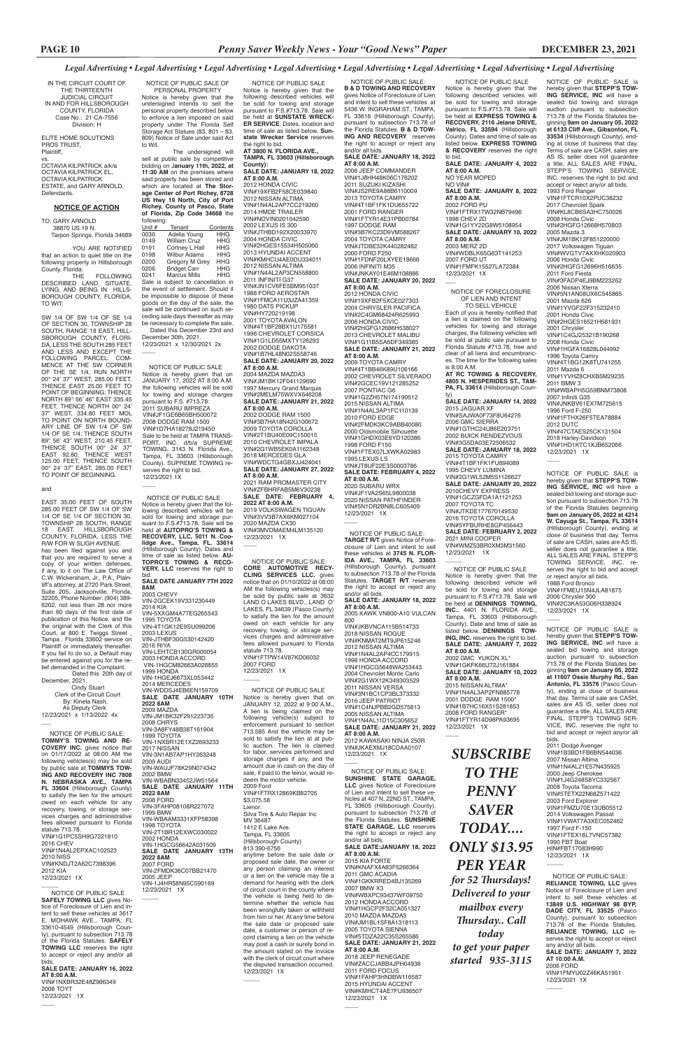*Legal Advertising • Legal Advertising • Legal Advertising • Legal Advertising • Legal Advertising • Legal Advertising • Legal Advertising • Legal Advertising • Legal Advertising*

IN THE CIRCUIT COURT OF THE THIRTEENTH JUDICIAL CIRCUIT IN AND FOR HILLSBOROUGH COUNTY, FLORIDA
Case No.: 21-CA-7556
Division: H

ELITE HOME SOLUTIONS PROS TRUST,
Plaintiff,
vs.
OCTAVIA KILPATRICK a/k/a OCTAVIA KILPATRICK EL, OCTAVIA KILPATRICK ESTATE, and GARY ARNOLD,
Defendants.

**NOTICE OF ACTION**

TO: GARY ARNOLD
38870 US 19 N.
Tarpon Springs, Florida 34689

YOU ARE NOTIFIED that an action to quiet title on the following property in Hillsborough County, Florida:

THE FOLLOWING DESCRIBED LAND, SITUATE, LYING, AND BEING IN HILLSBOROUGH COUNTY, FLORIDA, TO WIT:

SW 1/4 OF SW 1/4 OF SE 1/4 OF SECTION 30, TOWNSHIP 28 SOUTH, RANGE 18 EAST, HILLSBOROUGH COUNTY, FLORIDA, LESS THE SOUTH 285 FEET AND LESS AND EXCEPT THE FOLLOWING PARCEL: COMMENCE AT THE SW CORNER OF THE SE 1/4, RUN NORTH 00° 24' 37" WEST, 285.00 FEET, THENCE EAST 25.00 FEET TO POINT OF BEGINNING; THENCE NORTH 89° 56' 46" EAST 335.45 FEET, THENCE NORTH 00° 24' 37" WEST, 334.80 FEET MOL TO POINT ON NORTH BOUNDARY LINE OF SW 1/4 OF SW 1/4 OF SE 1/4; THENCE SOUTH 89° 56' 43" WEST, 210.45 FEET, THENCE SOUTH 00° 24' 37" EAST 92.80, THENCE WEST 125.00 FEET, THENCE SOUTH 00° 24' 37" EAST, 285.00 FEET TO POINT OF BEGINNING.

and

EAST 35.00 FEET OF SOUTH 285.00 FEET OF SW 1/4 OF SW 1/4 OF SE 1/4 OF SECTION 30, TOWNSHIP 28 SOUTH, RANGE 18 EAST, HILLSBOROUGH COUNTY, FLORIDA, LESS THE R/W FOR W SLIGH AVENUE.

has been filed against you and that you are required to serve a copy of your written defenses, if any, to it on The Law Office of C.W. Wickersham, Jr., P.A., Plaintiff's attorney, at 2720 Park Street, Suite 205, Jacksonville, Florida, 32205, Phone Number: (904) 389-6202, not less than 28 nor more than 60 days of the first date of publication of this Notice, and file the original with the Clerk of this Court, at 800 E. Twiggs Street, Tampa, Florida 33602 service on Plaintiff or immediately thereafter. If you fail to do so, a Default may be entered against you for the relief demanded in the Complaint.

Dated this 20th day of December, 2021.

Cindy Stuart
Clerk of the Circuit Court
By: Kineta Nash,
As Deputy Clerk

12/23/2021 x 1/13/2022 4x

---

NOTICE OF PUBLIC SALE: **TOMMY'S TOWING AND RECOVERY INC.** gives notice that on 01/17/2022 at 08:00 AM the following vehicles(s) may be sold by public sale at **TOMMYS TOWING AND RECOVERY INC 7808 N. NEBRASKA AVE., TAMPA FL 33604** (Hillsborough County) to satisfy the lien for the amount owed on each vehicle for any recovery, towing, or storage services charges and administrative fees allowed pursuant to Florida statute 713.78.
VIN#1G1PC5SH9G7221810
2016 CHEV
VIN#1N4AL2EPXAC102523
2010 NISS
VIN#KNDJT2A62C7398396
2012 KIA

12/23/2021 1X

---

NOTICE OF PUBLIC SALE
**SAFELY TOWING LLC** gives Notice of Foreclosure of Lien and intent to sell these vehicles at 3617 E. MOHAWK AVE., TAMPA, FL 33610-4549 (Hillsborough County), pursuant to subsection 713.78 of the Florida Statutes. **SAFELY TOWING LLC** reserves the right to accept or reject any and/or all bids.
**SALE DATE: JANUARY 16, 2022 AT 8:00 A.M.**
VIN#1NXBR32E48Z986349
2008 TOYT

12/23/2021 1X

---

NOTICE OF PUBLIC SALE OF PERSONAL PROPERTY

Notice is hereby given that the undersigned intends to sell the personal property described below to enforce a lien imposed on said property under The Florida Self Storage Act Statutes (83. 801 – 83. 809) Notice of Sale under said Act to Wit.

The undersigned will sell at public sale by competitive bidding on **January 11th, 2022, at 11:30 AM** on the premises where said property has been stored and which are located at **The Storage Center of Port Richey, 8728 US Hwy 19 North, City of Port Richey, County of Pasco, State of Florida, Zip Code 34668** the following:

| Unit # | Tenant | Contents |
|---|---|---|
| 0036 | Adella Young | HHG |
| 0149 | William Cruz | HHG |
| 0191 | Cortney L Hall | HHG |
| 0198 | Wilbur Adams | HHG |
| 0200 | Gregory M Grey | HHG |
| 0206 | Bridget Carr | HHG |
| 0241 | Marcus Mills | HHG |

Sale is subject to cancellation in the event of settlement. Should it be impossible to dispose of these goods on the day of the sale, the sale will be continued on such seceding sale days thereafter as may be necessary to complete the sale.

Dated this December 23rd and December 30th, 2021.

12/23/2021 x 12/30/2021 2x

---

NOTICE OF PUBLIC SALE
Notice is hereby given that on JANUARY 17, 2022 AT 8:00 A.M. the following vehicles will be sold for towing and storage charges pursuant to F.S. #713.78:
2011 SUBARU IMPREZA
VIN#JF1GE6B65BH500072
2008 DODGE RAM 1500
VIN#1D7HA18278J219450
Sale to be held at TAMPA TRANSPORT, INC. d/b/a SUPREME TOWING, 3143 N. Florida Ave., Tampa, FL 33603 (Hillsborough County). SUPREME TOWING reserves the right to bid.

12/23/2021 1X

---

NOTICE OF PUBLIC SALE
Notice is hereby given that the following described vehicles will be sold for towing and storage pursuant to F.S.#713.78. Sale will be held at **AUTOPRO'S TOWING & RECOVERY, LLC, 5011 N. Coolidge Ave., Tampa, FL. 33614** (Hillsborough County). Dates and time of sale as listed below. **AUTOPRO'S TOWING & RECOVERY, LLC** reserves the right to bid.
**SALE DATE JANUARY 7TH 2022 8AM**
2003 CHEVY
VIN-2GCEK19V331230449
2014 KIA
VIN-5XXGM4A77EG265543
1995 TOYOTA
VIN-4T1GK12E9SU099206
2003 LEXUS
VIN-JTHBF30G530142420
2016 FIIYA
VIN-LEHTCB130GR000054
2003 HONDA ACCORD
VIN-1HGCM82663A028855
1999 HONDA
VIN-1HGEJ6673XL053442
2014 MERCEDES
VIN-WDDSJ4EB6EN159709
**SALE DATE JANUARY 10TH 2022 8AM**
2009 MAZDA
VIN-JM1BK32F291223735
2008 CHRYS
VIN-3A8FY48B38T161904
1999 TOYOTA
VIN-1NXBR12E1XZ693233
2017 NISSAN
VIN-3N1AB7AP1HY263248
2009 AUDI
VIN-WAUJF78K29N074342
2002 BMW
VIN-WBABN33452JW51564
**SALE DATE JANUARY 11TH 2022 8AM**
2008 FORD
VIN-3FAHP08108R227072
1999 BMW
VIN-WBAAM3331XFP58398
1998 TOYOTA
VIN-2T1BR12EXWC030022
2002 HONDA
VIN-1HGCG56642A031509
**SALE DATE JANUARY 13TH 2022 8AM**
2007 FORD
VIN-2FMDK36C07BB21470
2005 JEEP
VIN-1J4HR58N95C590169

12/23/2021 1X

---

NOTICE OF PUBLIC SALE
Notice is hereby given that the following described vehicles will be sold for towing and storage pursuant to F.S.#713.78. Sale will be held at **SUNSTATE WRECKER SERVICE**. Dates, location and time of sale as listed below. **Sunstate Wrecker Service** reserves the right to bid.
**AT 3800 N. FLORIDA AVE., TAMPA, FL 33603 (Hillsborough County):**
**SALE DATE: JANUARY 18, 2022 AT 8:00 A.M.**
2012 HONDA CIVIC
VIN#19XFB2F58CE039840
2012 NISSAN ALTIMA
VIN#1N4AL2AP7CC219260
2014 HMDE TRAILER
VIN#NOVIN0201042590
2002 LEXUS IS 300
VIN#JTHBD192X20033970
2013 HYUNDAI ACCENT
VIN#KMHCU4AE0DU334011
2012 NISSAN ALTIMA
VIN#1N4AL2AP3CN558800
2011 INFINITI G37
VIN#JN1CV6FE5BM951037
1988 FORD AEROSTAR
VIN#1FMCA11U3JZA41359
1980 DATS PICKUP
VIN#HY720219198
2001 TOYOTA AVALON
VIN#4T1BF28BX1U175581
1996 CHEVROLET CORSICA
VIN#1G1LD55MXTY126293
2002 DODGE DAKOTA
VIN#1B7HL48N02S558746
**SALE DATE: JANUARY 20, 2022 AT 8:00 A.M.**
2004 MAZDA MAZDA3
VIN#JM1BK12F041129690
1997 Mercury Grand Marquis
VIN#2MELM75WXVX646208
**SALE DATE: JANUARY 21, 2022 AT 8:00 A.M.**
2002 DODGE RAM 1500
VIN#3B7HA18N42G100672
2009 TOYOTA COROLLA
VIN#2T1BU40E09C150015
2010 CHEVROLET IMPALA
VIN#2G1WB5EK0A1162348
2018 MERCEDES GLA
VIN#WDCTG4GBXJJ424041
**SALE DATE: JANUARY 27, 2022 AT 8:00 A.M.**
2021 RAM PROMASTER CITY
VIN#ZFBHRFAB5M6V30238
**SALE DATE: FEBRUARY 4, 2022 AT 8:00 A.M.**
2019 VOLKSWAGEN TIGUAN
VIN#3VV3B7AX8KM027104
2020 MAZDA CX30
VIN#3MVDMAEM4LM135120

12/23/2021 1X

---

NOTICE OF PUBLIC SALE: **CORE AUTOMOTIVE RECYCLING SERVICES LLC.** gives notice that on 01/10/2022 at 08:00 AM the following vehicles(s) may be sold by public sale at 3632 LAND O LAKES BLVD., LAND O' LAKES, FL 34639 (Pasco County) to satisfy the lien for the amount owed on each vehicle for any recovery, towing, or storage services charges and administrative fees allowed pursuant to Florida statute 713.78.
VIN#1FTPW14V87KD06032
2007 FORD

12/23/2021 1X

---

NOTICE OF PUBLIC SALE
Notice is hereby given that on JANUARY 12, 2022 at 9:00 A.M., A lien is being claimed on the following vehicle(s) subject to enforcement pursuant to section 713.585 And the vehicle may be sold to satisfy the lien at at public auction. The lien is claimed for labor, services performed and storage charges if any, and the amount due in cash on the day of sale, if paid to the lienor, would redeem the motor vehicle.
2009 Ford
VIN#1FTRX12869KB82705
$3,075.58
Lienor:
Silva Tire & Auto Repair Inc
MV 36487
1412 E Lake Ave.
Tampa, FL 33605
(Hillsborough County)
813 390-6756
anytime before the sale date or proposed sale date, the owner or any person claiming an interest or a lien on the vehicle may file a demand for hearing with the clerk of circuit court in the county where the vehicle is being held to determine whether the vehicle has been wrongfully taken or withheld from him or her. At any time before the sale date or proposed sale date, a customer or person of record claiming a lien on the vehicle may post a cash or surety bond in the amount stated on the invoice with the clerk of circuit court where the disputed transaction occurred.

12/23/2021 1X

---

NOTICE OF PUBLIC SALE:
**B & D TOWING AND RECOVERY** gives Notice of Foreclosure of Lien and intent to sell these vehicles at 5436 W. INGRAHAM ST., TAMPA, FL 33616 (Hillsborough County), pursuant to subsection 713.78 of the Florida Statutes. **B & D TOWING AND RECOVERY** reserves the right to accept or reject any and/or all bids.
**SALE DATE: JANUARY 18, 2022 AT 8:00 A.M.**
2006 JEEP COMMANDER
VIN#1J8HH48K06C176202
2011 SUZUKI KIZASHI
VIN#JS2RE9A88B6110009
2013 TOYOTA CAMRY
VIN#4T1BF1FK1DU655722
2001 FORD RANGER
VIN#1FTYR14E31PB00784
1997 DODGE RAM
VIN#3B7KC23D9VM588267
2004 TOYOTA CAMRY
VIN#JTDBE32K440282482
2000 FORD F250
VIN#1FDNF20LXYEE18666
2006 INFINITI M35
VIN#JNKAY01E46M108886
**SALE DATE: JANUARY 20, 2022 AT 8:00 A.M.**
2012 HONDA CIVIC
VIN#19XFB2F5XCE027303
2004 CHRYSLER PACIFICA
VIN#2C4GM68424R625993
2006 HONDA CIVIC
VIN#2HGFG12686H538027
2013 CHEVROLET MALIBU
VIN#1G11B5SA6DF343985
**SALE DATE: JANUARY 21, 2022 AT 8:00 A.M.**
2009 TOYOTA CAMRY
VIN#4T1BB46K89U106166
2002 CHEVROLET SILVERADO
VIN#2GCEC19V121285252
2007 PONTIAC G6
VIN#1G2ZH57N174190512
2015 NISSAN ALTIMA
VIN#1N4AL3AP1FC110139
2010 FORD EDGE
VIN#2FMDK3KC9ABB40080
2000 Oldsmobile Silhouette
VIN#1GHDX03E6YD120386
1998 FORD F150
VIN#1FTEX07LXWKA02983
1995 LEXUS LS
VIN#JT8UF22E3S0003786
**SALE DATE: FEBRUARY 4, 2022 AT 8:00 A.M.**
2020 SUBARU WRX
VIN#JF1VA2S65L9800038
2020 NISSAN PATHFINDER
VIN#5N1DR2BN8LC605409

12/23/2021 1X

---

NOTICE OF PUBLIC SALE:
**TARGET R/T** gives Notice of Foreclosure of Lien and intent to sell these vehicles at **3745 N. FLORIDA AVE., TAMPA, FL 33603** (Hillsborough County), pursuant to subsection 713.78 of the Florida Statutes. **TARGET R/T** reserves the right to accept or reject any and/or all bids.
**SALE DATE: JANUARY 18, 2022 AT 8:00 A.M.**
2005 KAWK VN800-A10 VULCAN 800
VIN#JKBVNCA115B514733
2018 NISSAN ROGUE
VIN#KNMAT2MT9JP615246
2012 NISSAN ALTIMA
VIN#1N4AL2AP4CC179915
1998 HONDA ACCORD
VIN#1HGCG5648WA253443
2004 Chevrolet Monte Carlo
VIN#2G1WX12K349303529
2011 NISSAN VERSA
VIN#3N1BC1CP3BL373332
2016 JEEP PATRIOT
VIN#1C4NJPBB2GD575813
2005 NISSAN ALTIMA
VIN#1N4AL11D15C305652
**SALE DATE: JANUARY 21, 2022 AT 8:00 A.M.**
2012 KAWASAKI NINJA 250R
VIN#JKAEXMJ18CDA40107

12/23/2021 1X

---

NOTICE OF PUBLIC SALE:
**SUNSHINE STATE GARAGE, LLC** gives Notice of Foreclosure of Lien and intent to sell these vehicles at 407 N. 22ND ST., TAMPA, FL 33605 (Hillsborough County), pursuant to subsection 713.78 of the Florida Statutes. **SUNSHINE STATE GARAGE, LLC** reserves the right to accept or reject any and/or all bids.
**SALE DATE:JANUARY 18, 2022 AT 8:00 A.M.**
2015 KIA FORTE
VIN#KNAFX4A83F5266364
2011 GMC ACADIA
VIN#1GKKRRED4BJ135269
2007 BMW X3
VIN#WBXPC93437WF09750
2012 HONDA ACCORD
VIN#1HGCP2F32CA051327
2010 MAZDA MAZDA3
VIN#JM1BL1SF8A1318113
2005 TOYOTA SIENNA
VIN#5TDZA22C35S265586
**SALE DATE: JANUARY 21, 2022 AT 8:00 A.M.**
2018 JEEP RENEGADE
VIN#ZACCJABB4JPH04938
2011 FORD FOCUS
VIN#1FAHP3HN3BW116587
2015 HYUNDAI ACCENT
VIN#KMHCT4AE7FU936507

12/23/2021 1X

---

NOTICE OF PUBLIC SALE
Notice is hereby given that the following described vehicles will be sold for towing and storage pursuant to F.S.#713.78. Sale will be held at **EXPRESS TOWING & RECOVERY, 2116 Jelane DRIVE, Valrico, FL 33594** (Hillsborough County). Dates and time of sale as listed below. **EXPRESS TOWING & RECOVERY** reserves the right to bid.
**SALE DATE: JANUARY 4, 2022 AT 8:00 A.M.**
NO YEAR MOPED
NO VIN#
**SALE DATE: JANUARY 8, 2022 AT 8:00 A.M.**
2002 FORD PU
VIN#1FTRX17W32NB79496
1998 CHEV 2D
VIN#1G1YY22G8W5108954
**SALE DATE: JANUARY 10, 2022 AT 8:00 A.M.**
2003 MERZ 2D
VIN#WDBLK65G63T141253
2007 FORD UT
VIN#1FMFK15527LA72384

12/23/2021 1X

---

NOTICE OF FORECLOSURE OF LIEN AND INTENT TO SELL VEHICLE
Each of you is hereby notified that a lien is claimed on the following vehicles for towing and storage charges, the following vehicles will be sold at public sale pursuant to Florida Statute #713.78, free and clear of all liens and encumbrances. The time for the following sales is 8:00 A.M.
**AT RC TOWING & RECOVERY, 4805 N. HESPERIDES ST., TAMPA, FL 33614** (Hillsborough County)
**SALE DATE: JANUARY 14, 2022**
2015 JAGUAR XF
VIN#SAJWA0F73F8U64276
2006 GMC SIERRA
VIN#1GTHC24U86E203751
2002 BUICK RENDEZVOUS
VIN#3G5DA03E72S06532
**SALE DATE: JANUARY 18, 2022**
2015 TOYOTA CAMRY
VIN#4T1BF1FK1FU894089
1995 CHEVY LUMINA
VIN#2G1WL52M5S1126627
**SALE DATE: JANUARY 20, 2022**
2010CHEVY EXPRESS
VIN#1GCZGFDA1A1121253
2007 TOYOTA TC
VIN#JTKDE177670149530
2015 TOYOTA COROLLA
VIN#5YFBURHE8GP456443
**SALE DATE: FEBRUARY 2, 2022**
2021 MINI COOPER
VIN#WMZ53BR0XM3M31560

12/23/2021 1X

---

NOTICE OF PUBLIC SALE
Notice is hereby given that the following described vehicles will be sold for towing and storage pursuant to F.S.#713.78. Sale will be held at **DENNINGS TOWING, INC.**, 4401 N. FLORIDA AVE., Tampa, FL 33603 (Hillsborough County). Date and time of sale as listed below. **DENNINGS TOWING, INC.** reserves the right to bid.
**SALE DATE: JANUARY 7, 2022 AT 8:00 A.M.**
2002 GMC YUKON XL*
VIN#1GKFK66U72J161884
**SALE DATE: JANUARY 10, 2022 AT 8:00 A.M.**
2015 NISSAN ALTIMA*
VIN#1N4AL3AP2FN885778
2001 DODGE RAM 1500*
VIN#1B7HC16X51S281853
2008 FORD RANGER*
VIN#1FTYR14D98PA93695

12/23/2021 1X

---

***SUBSCRIBE TO THE PENNY SAVER TODAY.... ONLY $13.95 PER YEAR***
***for 52 Thursdays! Delivered to your mailbox every Thursday... Call today to get your paper started 935-3115***

---

NOTICE OF PUBLIC SALE is hereby given that **STEPP'S TOWING SERVICE, INC** will have a sealed bid towing and storage auction pursuant to subsection 713.78 of the Florida Statutes beginning **9am on January 05, 2022 at 6133 Cliff Ave., Gibsonton, FL 33534** (Hillsborough County), ending at close of business that day. Terms of sale are CASH, sales are AS IS, seller does not guarantee a title, ALL SALES ARE FINAL. STEPP'S TOWING SERVICE, INC. reserves the right to bid and accept or reject any/or all bids.
1993 Ford Ranger
VIN#1FTCR10X2PUC38232
2017 Chevrolet Spark
VIN#KL8CB6SA3HC750026
2008 Honda Civic
VIN#2HGFG12668H570803
2005 Mazda 3
VIN#JM1BK12F851220000
2017 Volkswagen Tiguan
VIN#WVGTV7AXXHK020903
2006 Honda Civic
VIN#2HGFG12696H516635
2011 Ford Fiesta
VIN#3FADP4EJ9BM223262
2006 Nissan Xterra
VIN#5N1AN08UX6C545865
2001 Mazda 626
VIN#1YVGF22F315232410
2001 Honda Civic
VIN#2HGES16521H581931
2001 Chrysler
VIN#1C4GJ25321B190268
2008 Honda Civic
VIN#1HGFA16828L044992
1996 Toyota Camry
VIN#4T1BG12K8TU741255
2011 Mazda 6
VIN#1YVHZ8CHXB5M29235
2011 BMW 3
VIN#WBAPH5G59BNM73808
2007 Infiniti G35
VIN#JNKBV61EX7M725615
1996 Ford F-250
VIN#1FTHX26F5TEA78884
2012 DUTC
VIN#47CTAES25CK131504
2018 Harley-Davidson
VIN#1HD1KTC1XJB652066

12/23/2021 1X

---

NOTICE OF PUBLIC SALE is hereby given that **STEPP'S TOWING SERVICE, INC** will have a sealed bid towing and storage auction pursuant to subsection 713.78 of the Florida Statutes beginning **9am on January 05, 2022 at 4214 W. Cayuga St., Tampa, FL 33614** (Hillsborough County), ending at close of business that day. Terms of sale are CASH, sales are AS IS, seller does not guarantee a title, ALL SALES ARE FINAL. STEPP'S TOWING SERVICE, INC. reserves the right to bid and accept or reject any/or all bids.
1988 Ford Bronco
VIN#1FMEU15N4JLA81875
2006 Chrysler 300
VIN#2C3KA53G06H338924

12/23/2021 1X

---

NOTICE OF PUBLIC SALE is hereby given that **STEPP'S TOWING SERVICE, INC** will have a sealed bid towing and storage auction pursuant to subsection 713.78 of the Florida Statutes beginning **9am on January 05, 2022 at 11607 Ossie Murphy Rd., San Antonio, FL 33576** (Pasco County), ending at close of business that day. Terms of sale are CASH, sales are AS IS, seller does not guarantee a title, ALL SALES ARE FINAL. STEPP'S TOWING SERVICE, INC. reserves the right to bid and accept or reject any/or all bids.
2011 Dodge Avenger
VIN#1B3BD1FB6BN544036
2007 Nissan Altima
VIN#1N4AL21E57N435925
2000 Jeep Cherokee
VIN#1J4G248S8YC332567
2008 Toyota Tacoma
VIN#5TETX22N68Z571422
2003 Ford Explorer
VIN#1FMZU70E13UB05512
2014 Volkswagen Passat
VIN#1VWAT7A3XEC052462
1997 Ford F-150
VIN#1FTEX18L7VNC57382
1990 FBT Boat
HIN#FBT17083H990

12/23/2021 1X

---

NOTICE OF PUBLIC SALE:
**RELIANCE TOWING, LLC** gives Notice of Foreclosure of Lien and intent to sell these vehicles at **13849 U.S. HIGHWAY 98 BYP, DADE CITY, FL 33525** (Pasco County), pursuant to subsection 713.78 of the Florida Statutes. **RELIANCE TOWING, LLC** reserves the right to accept or reject any and/or all bids.
**SALE DATE: JANUARY 7, 2022 AT 10:00 A.M.**
2006 FORD
VIN#1FMYU02Z46KA51951

12/23/2021 1X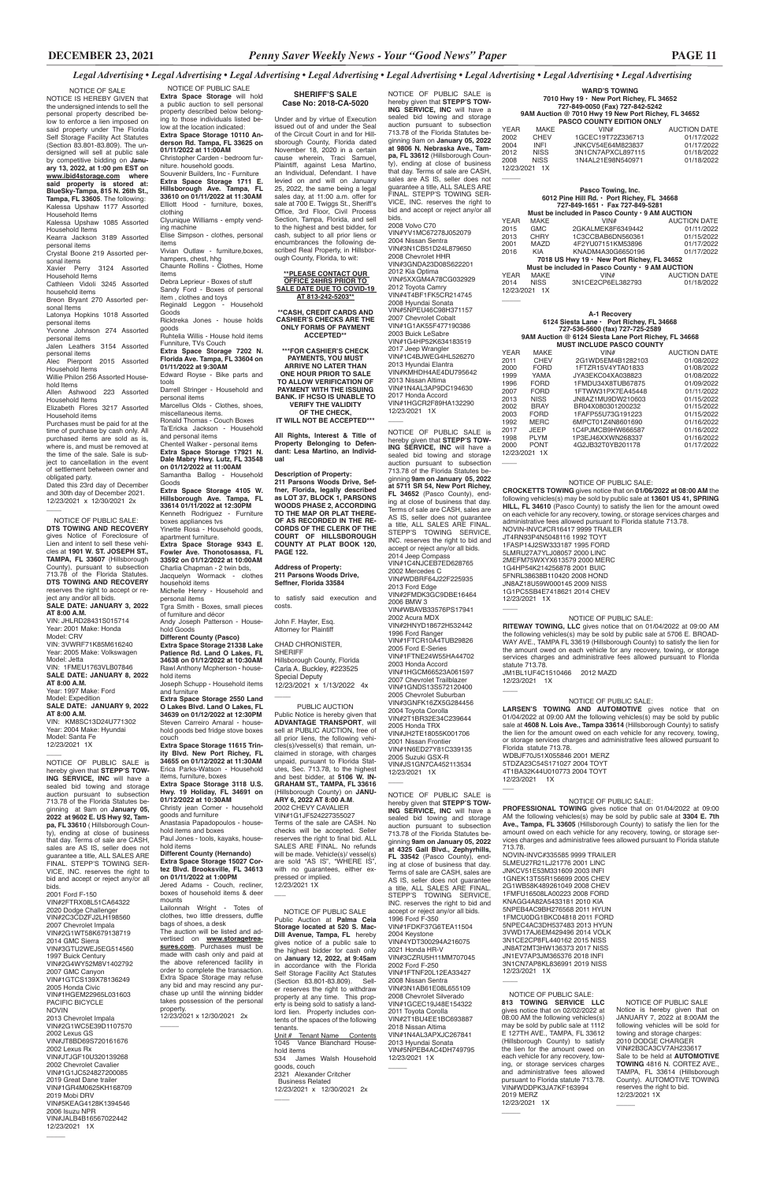*Legal Advertising • Legal Advertising • Legal Advertising • Legal Advertising • Legal Advertising • Legal Advertising • Legal Advertising • Legal Advertising*

NOTICE OF SALE

NOTICE IS HEREBY GIVEN that the undersigned intends to sell the personal property described below to enforce a lien imposed on said property under The Florida Self Storage Facility Act Statutes (Section 83.801-83.809). The undersigned will sell at public sale by competitive bidding on **January 13, 2022, at 1:00 pm EST on www.ibid4storage.com where said property is stored at: BlueSky-Tampa, 815 N. 26th St., Tampa, FL 33605**. The following:

Kalessa Upshaw 1177 Assorted Household Items
Kalessa Upshaw 1085 Assorted Household Items
Kearra Jackson 3189 Assorted personal items
Crystal Boone 219 Assorted personal items
Xavier Perry 3124 Assorted Household Items
Cathleen Vidoli 3245 Assorted household items
Breon Bryant 270 Assorted personal Items
Latonya Hopkins 1018 Assorted personal items
Yvonne Johnson 274 Assorted personal items
Jalen Leathers 3154 Assorted personal items
Alec Pierpont 2015 Assorted Household Items
Willie Philon 256 Assorted Household Items
Allen Ashwood 223 Assorted Household Items
Elizabeth Flores 3217 Assorted Household items

Purchases must be paid for at the time of purchase by cash only. All purchased items are sold as is, where is, and must be removed at the time of the sale. Sale is subject to cancellation in the event of settlement between owner and obligated party.

Dated this 23rd day of December and 30th day of December 2021.
12/23/2021 x 12/30/2021 2x

NOTICE OF PUBLIC SALE:

**DTS TOWING AND RECOVERY** gives Notice of Foreclosure of Lien and intent to sell these vehicles at **1901 W. ST. JOSEPH ST., TAMPA, FL 33607** (Hillsborough County), pursuant to subsection 713.78 of the Florida Statutes. **DTS TOWING AND RECOVERY** reserves the right to accept or reject any and/or all bids.

**SALE DATE: JANUARY 3, 2022 AT 8:00 A.M.**
VIN: JHLRD28431S015714
Year: 2001 Make: Honda
Model: CRV
VIN: 3VWRF71K85M616240
Year: 2005 Make: Volkswagen
Model: Jetta
VIN: 1FMEU1763VLB07846
**SALE DATE: JANUARY 8, 2022 AT 8:00 A.M.**
Year: 1997 Make: Ford
Model: Expedition
**SALE DATE: JANUARY 9, 2022 AT 8:00 A.M.**
VIN: KM8SC13D24U771302
Year: 2004 Make: Hyundai
Model: Santa Fe
12/23/2021 1X

NOTICE OF PUBLIC SALE is hereby given that **STEPP'S TOWING SERVICE, INC** will have a sealed bid towing and storage auction pursuant to subsection 713.78 of the Florida Statutes beginning at 9am on **January 05, 2022 at 9602 E. US Hwy 92, Tampa, FL 33610** ( Hillsborough County), ending at close of business that day. Terms of sale are CASH, sales are AS IS, seller does not guarantee a title, ALL SALES ARE FINAL. STEPP'S TOWING SERVICE, INC. reserves the right to bid and accept or reject any/or all bids.

2001 Ford F-150
VIN#2FTRX08L51CA64322
2020 Dodge Challenger
VIN#2C3CDZFJ2LH198560
2007 Chevrolet Impala
VIN#2G1WT58K679138719
2014 GMC Sierra
VIN#3GTU2WEJ5EG514560
1997 Buick Century
VIN#2G4WY52M8V1402792
2007 GMC Canyon
VIN#1GTCS139X78136249
2005 Honda Civic
VIN#1HGEM22965L031603
PACIFIC BICYCLE
NOVIN
2013 Chevrolet Impala
VIN#2G1WC5E39D1107570
2002 Lexus GS
VIN#JT8BD69S720161676
2002 Lexus Rx
VIN#JTJGF10U320139268
2002 Chevrolet Cavalier
VIN#1G1JC524827200085
2019 Great Dane trailer
VIN#1GR4M0625KH168709
2019 Mobi DRV
VIN#5KEAG4128K1394546
2006 Isuzu NPR
VIN#JALB4B16567022442
12/23/2021 1X

NOTICE OF PUBLIC SALE

**Extra Space Storage** will hold a public auction to sell personal property described below belonging to those individuals listed below at the location indicated:

**Extra Space Storage 10110 Anderson Rd. Tampa, FL 33625 on 01/11/2022 at 11:00AM**
Christopher Carden - bedroom furniture. household goods.
Souvenir Builders, Inc - Furniture
**Extra Space Storage 1711 E. Hillsborough Ave. Tampa, FL 33610 on 01/11/2022 at 11:30AM**
Elliott Hood - furniture, boxes, clothing
Clyunique Williams - empty vending machine
Elise Simpson - clothes, personal items
Vivian Outlaw - furniture,boxes, hampers, chest, hhg
Chaunte Rollins - Clothes, Home items
Debra Leprieur - Boxes of stuff
Sandy Ford - Boxes of personal item , clothes and toys
Reginald Leggon - Household Goods
Ricktreka Jones - house holds goods
Ruhtelia Willis - House hold items Funniture, TVs Couch
**Extra Space Storage 7202 N. Florida Ave. Tampa, FL 33604 on 01/11/2022 at 9:30AM**
Edward Royse - Bike parts and tools
Darrell Stringer - Household and personal items
Marcellus Olds - Clothes, shoes, miscellaneous items.
Ronald Thomas - Couch Boxes
Ta'Ericka Jackson - Household and personal items
Chentell Walker - personal items
**Extra Space Storage 17921 N. Dale Mabry Hwy. Lutz, FL 33548 on 01/12/2022 at 11:00AM**
Samantha Ballog - Household Goods
**Extra Space Storage 4105 W. Hillsborough Ave. Tampa, FL 33614 on 01/11/2022 at 12:30PM**
Kenneth Rodriguez - Furniture boxes appliances tvs
Yinette Rosa - Household goods, apartment furniture.
**Extra Space Storage 9343 E. Fowler Ave. Thonotosassa, FL 33592 on 01/12/2022 at 10:00AM**
Charlia Chapman - 2 twin bds,
Jacquelyn Wormack - clothes household items
Michelle Henry - Household and personal items
Tgra Smith - Boxes, small pieces of furniture and décor
Andy Joseph Patterson - Household Goods
**Different Country (Pasco)**
**Extra Space Storage 21338 Lake Patience Rd. Land O Lakes, FL 34638 on 01/12/2022 at 10:30AM**
Rawl Anthony Mcpherson - household items
Joseph Schupp - Household items and furniture
**Extra Space Storage 2550 Land O Lakes Blvd. Land O Lakes, FL 34639 on 01/12/2022 at 12:30PM**
Steven Carreiro Amaral - household goods bed fridge stove boxes couch
**Extra Space Storage 11615 Trinity Blvd. New Port Richey, FL 34655 on 01/12/2022 at 11:30AM**
Erica Parks-Watson - Household items, furniture, boxes
**Extra Space Storage 3118 U.S. Hwy. 19 Holiday, FL 34691 on 01/12/2022 at 10:30AM**
Christy jean Comer - household goods and furniture
Anastasia Papadopoulos - household items and boxes
Paul Jones - tools, kayaks, household items
**Different Country (Hernando)**
**Extra Space Storage 15027 Cortez Blvd. Brooksville, FL 34613 on 01/11/2022 at 1:00PM**
Jered Adams - Couch, recliner, boxes of household items & deer mounts
Lailonnah Wright - Totes of clothes, two little dressers, duffle bags of shoes, a desk

The auction will be listed and advertised on **www.storagetreasures.com**. Purchases must be made with cash only and paid at the above referenced facility in order to complete the transaction. Extra Space Storage may refuse any bid and may rescind any purchase up until the winning bidder takes possession of the personal property.
12/23/2021 x 12/30/2021 2x

**SHERIFF'S SALE**
**Case No: 2018-CA-5020**

Under and by virtue of Execution issued out of and under the Seal of the Circuit Court in and for Hillsborough County, Florida dated November 18, 2020 in a certain cause wherein, Traci Samuel, Plaintiff, against Lesa Martino, an Individual, Defendant. I have levied on and will on January 25, 2022, the same being a legal sales day, at 11:00 a.m. offer for sale at 700 E. Twiggs St., Sheriff's Office, 3rd Floor, Civil Process Section, Tampa, Florida, and sell to the highest and best bidder, for cash, subject to all prior liens or encumbrances the following described Real Property, in Hillsborough County, Florida, to wit:

**\*\*PLEASE CONTACT OUR OFFICE 24HRS PRIOR TO SALE DATE DUE TO COVID-19 AT 813-242-5203\*\***

**\*\*CASH, CREDIT CARDS AND CASHIER'S CHECKS ARE THE ONLY FORMS OF PAYMENT ACCEPTED\*\***

**\*\*\*FOR CASHIER'S CHECK PAYMENTS, YOU MUST ARRIVE NO LATER THAN ONE HOUR PRIOR TO SALE TO ALLOW VERIFICATION OF PAYMENT WITH THE ISSUING BANK. IF HCSO IS UNABLE TO VERIFY THE VALIDITY OF THE CHECK, IT WILL NOT BE ACCEPTED\*\*\***

**All Rights, Interest & Title of Property Belonging to Defendant: Lesa Martino, an Individual**

**Description of Property:**
**211 Parsons Woods Drive, Seffner, Florida, legally described as LOT 37, BLOCK 1, PARSONS WOODS PHASE 2, ACCORDING TO THE MAP OR PLAT THEREOF AS RECORDED IN THE RECORDS OF THE CLERK OF THE COURT OF HILLSBOROUGH COUNTY AT PLAT BOOK 120, PAGE 122.**

**Address of Property:**
**211 Parsons Woods Drive, Seffner, Florida 33584**

to satisfy said execution and costs.

John F. Hayter, Esq.
Attorney for Plaintiff

CHAD CHRONISTER,
SHERIFF
Hillsborough County, Florida
Carla A. Buckley, #223525
Special Deputy
12/23/2021 x 1/13/2022 4x

PUBLIC AUCTION

Public Notice is hereby given that **ADVANTAGE TRANSPORT**, will sell at PUBLIC AUCTION, free of all prior liens, the following vehicles(s)/vessel(s) that remain, unclaimed in storage, with charges unpaid, pursuant to Florida Statutes, Sec. 713.78, to the highest and best bidder, at **5106 W. INGRAHAM ST., TAMPA, FL 33616** (Hillsborough County) on **JANUARY 6, 2022 AT 8:00 A.M.**
2002 CHEVY CAVALIER
VIN#1G1JF524227355027
Terms of the sale are CASH. No checks will be accepted. Seller reserves the right to final bid. ALL SALES ARE FINAL. No refunds will be made. Vehicle(s)/ vessel(s) are sold "AS IS", "WHERE IS", with no guarantees, either expressed or implied.
12/23/2021 1X

NOTICE OF PUBLIC SALE

Public Auction at **Palma Ceia Storage located at 520 S. MacDill Avenue, Tampa, FL** hereby gives notice of a public sale to the highest bidder for cash only on **January 12, 2022, at 9:45am** in accordance with the Florida Self Storage Facility Act Statutes (Section 83.801-83.809). Seller reserves the right to withdraw property at any time. This property is being sold to satisfy a landlord lien. Property includes contents of the spaces of the following tenants.

| Unit # | Tenant Name | Contents |
|---|---|---|
| 1045 | Vance Blanchard | Household items |
| 534 | James Walsh | Household goods, couch |
| 2321 | Alexander Critcher | Business Related |

12/23/2021 x 12/30/2021 2x

NOTICE OF PUBLIC SALE is hereby given that **STEPP'S TOWING SERVICE, INC** will have a sealed bid towing and storage auction pursuant to subsection 713.78 of the Florida Statutes beginning at 9am on **January 05, 2022 at 9806 N. Nebraska Ave., Tampa, FL 33612** (Hillsborough County), ending at close of business that day. Terms of sale are CASH, sales are AS IS, seller does not guarantee a title, ALL SALES ARE FINAL. STEPP'S TOWING SERVICE, INC. reserves the right to bid and accept or reject any/or all bids.

2008 Volvo C70
VIN#YV1MC67278J052079
2004 Nissan Sentra
VIN#3N1CB51D24L879650
2008 Chevrolet HHR
VIN#3GNDA23D08S622201
2012 Kia Optima
VIN#5XXGM4A78CG032929
2012 Toyota Camry
VIN#4T4BF1FK5CR214745
2008 Hyundai Sonata
VIN#5NPEU46C98H371157
2007 Chevrolet Cobalt
VIN#1G1AK55F477190386
2003 Buick LeSabre
VIN#1G4HP52K834183519
2017 Jeep Wrangler
VIN#1C4BJWEG4HL526270
2013 Hyundai Elantra
VIN#KMHDH4AE4DU795642
2013 Nissan Altima
VIN#1N4AL3AP9DC194630
2017 Honda Accord
VIN#1HGCR2F89HA132290
12/23/2021 1X

NOTICE OF PUBLIC SALE is hereby given that **STEPP'S TOWING SERVICE, INC** will have a sealed bid towing and storage auction pursuant to subsection 713.78 of the Florida Statutes beginning **9am on January 05, 2022 at 5711 SR 54, New Port Richey, FL 34652** (Pasco County), ending at close of business that day. Terms of sale are CASH, sales are AS IS, seller does not guarantee a title, ALL SALES ARE FINAL. STEPP'S TOWING SERVICE, INC. reserves the right to bid and accept or reject any/or all bids.

2014 Jeep Compass
VIN#1C4NJCEB7ED628765
2002 Mercedes C
VIN#WDBRF64J22F225935
2013 Ford Edge
VIN#2FMDK3GC9DBE16464
2006 BMW 3
VIN#WBAVB33576PS17941
2002 Acura MDX
VIN#2HNYD18672H532442
1996 Ford Ranger
VIN#1FTCR10A7TUB29826
2005 Ford E-Series
VIN#1FTNE24W55HA44702
2003 Honda Accord
VIN#1HGCM66523A061597
2007 Chevrolet Trailblazer
VIN#1GNDS13S572120400
2005 Chevrolet Suburban
VIN#3GNFK16ZX5G284456
2004 Toyota Corolla
VIN#2T1BR32E34C239644
2005 Honda TRX
VIN#JH2TE18055K001706
2001 Nissan Frontier
VIN#1N6ED27Y81C339135
2005 Suzuki GSX-R
VIN#JS1GN7CA452113534
12/23/2021 1X

NOTICE OF PUBLIC SALE is hereby given that **STEPP'S TOWING SERVICE, INC** will have a sealed bid towing and storage auction pursuant to subsection 713.78 of the Florida Statutes beginning **9am on January 05, 2022 at 4325 Gall Blvd., Zephyrhills, FL 33542** (Pasco County), ending at close of business that day. Terms of sale are CASH, sales are AS IS, seller does not guarantee a title, ALL SALES ARE FINAL. STEPP'S TOWING SERVICE, INC. reserves the right to bid and accept or reject any/or all bids.

1996 Ford F-350
VIN#1FDKF37G6TEA11504
2004 Keystone
VIN#4YDT300294A216075
2021 Honda HR-V
VIN#3CZRU5H11MM707045
2002 Ford F-250
VIN#1FTNF20L12EA33427
2008 Nissan Sentra
VIN#3N1AB61E08L655109
2008 Chevrolet Silverado
VIN#1GCEC19J48E154322
2011 Toyota Corolla
VIN#2T1BU4EE1BC693887
2018 Nissan Altima
VIN#1N4AL3APXJC267841
2013 Hyundai Sonata
VIN#5NPEB4AC4DH749795
12/23/2021 1X

**WARD'S TOWING**
**7010 Hwy 19 • New Port Richey, FL 34652**
**727-849-0050 (Fax) 727-842-5242**
**9AM Auction @ 7010 Hwy 19 New Port Richey, FL 34652**
**PASCO COUNTY EDITION ONLY**

| YEAR | MAKE | VIN# | AUCTION DATE |
|---|---|---|---|
| 2002 | CHEV | 1GCEC19T72Z336713 | 01/17/2022 |
| 2004 | INFI | JNKCV54E64M823837 | 01/17/2022 |
| 2012 | NISS | 3N1CN7APXCL897115 | 01/18/2022 |
| 2008 | NISS | 1N4AL21E98N540971 | 01/18/2022 |

12/23/2021 1X

**Pasco Towing, Inc.**
**6012 Pine Hill Rd. • Port Richey, FL 34668**
**727-849-1651 • Fax 727-849-5281**
**Must be included in Pasco County • 9 AM AUCTION**

| YEAR | MAKE | VIN# | AUCTION DATE |
|---|---|---|---|
| 2015 | GMC | 2GKALMEK8F6349442 | 01/11/2022 |
| 2013 | CHRY | 1C3CCBAB6DN560361 | 01/15/2022 |
| 2001 | MAZD | 4F2YU07151KM53896 | 01/17/2022 |
| 2016 | KIA | KNADM4A30G6650196 | 01/17/2022 |

**7018 US Hwy 19 • New Port Richey, FL 34652**
**Must be included in Pasco County • 9 AM AUCTION**

| YEAR | MAKE | VIN# | AUCTION DATE |
|---|---|---|---|
| 2014 | NISS | 3N1CE2CP6EL382793 | 01/18/2022 |

12/23/2021 1X

**A-1 Recovery**
**6124 Siesta Lane • Port Richey, FL 34668**
**727-536-5600 (fax) 727-725-2589**
**9AM Auction @ 6124 Siesta Lane Port Richey, FL 34668**
**MUST INCLUDE PASCO COUNTY**

| YEAR | MAKE | VIN# | AUCTION DATE |
|---|---|---|---|
| 2011 | CHEV | 2G1WD5EM4B1282103 | 01/08/2022 |
| 2000 | FORD | 1FTZR15V4YTA01833 | 01/08/2022 |
| 1999 | YAMA | JYA3EKC04XA038823 | 01/08/2022 |
| 1996 | FORD | 1FMDU34X8TUB67875 | 01/09/2022 |
| 2007 | FORD | 1FTWW31PX7EA45448 | 01/11/2022 |
| 2013 | NISS | JN8AZ1MU9DW210603 | 01/15/2022 |
| 2002 | BRAY | BR04X080301200232 | 01/15/2022 |
| 2003 | FORD | 1FAFP55U73G191223 | 01/15/2022 |
| 1992 | MERC | 6MPCT01Z4N8601690 | 01/16/2022 |
| 2017 | JEEP | 1C4PJMCB9HW666587 | 01/16/2022 |
| 1998 | PLYM | 1P3EJ46XXWN268337 | 01/16/2022 |
| 2000 | PONT | 4G2JB32T0YB201178 | 01/17/2022 |

12/23/2021 1X

NOTICE OF PUBLIC SALE:

**CROCKETTS TOWING** gives notice that on **01/06/2022 at 08:00 AM** the following vehicles(s) may be sold by public sale at **13601 US 41, SPRING HILL, FL 34610** (Pasco County) to satisfy the lien for the amount owed on each vehicle for any recovery, towing, or storage services charges and administrative fees allowed pursuant to Florida statute 713.78.

NOVIN-INVC#CR16417 9999 TRAILER
JT4RN93P4N5048116 1992 TOYT
1FASP14J2SW333187 1995 FORD
5LMRU27A7YLJ08057 2000 LINC
2MEFM75WXYX613579 2000 MERC
1G4HP54K214256878 2001 BUIC
5FNRL38638B110420 2008 HOND
JN8AZ18U59W000145 2009 NISS
1G1PC5SB4E7418621 2014 CHEV
12/23/2021 1X

NOTICE OF PUBLIC SALE:

**RITEWAY TOWING, LLC** gives notice that on 01/04/2022 at 09:00 AM the following vehicles(s) may be sold by public sale at 5706 E. BROADWAY AVE., TAMPA FL 33619 (Hillsborough County) to satisfy the lien for the amount owed on each vehicle for any recovery, towing, or storage services charges and administrative fees allowed pursuant to Florida statute 713.78.

JM1BL1UF4C1510466 2012 MAZD
12/23/2021 1X

NOTICE OF PUBLIC SALE:

**LARSEN'S TOWING AND AUTOMOTIVE** gives notice that on 01/04/2022 at 09:00 AM the following vehicles(s) may be sold by public sale at **4608 N. Lois Ave., Tampa 33614** (Hillsborough County) to satisfy the lien for the amount owed on each vehicle for any recovery, towing, or storage services charges and administrative fees allowed pursuant to Florida statute 713.78.

WDBJF70J51X055846 2001 MERZ
5TDZA23C54S171027 2004 TOYT
4T1BA32K44U010773 2004 TOYT
12/23/2021 1X

NOTICE OF PUBLIC SALE:

**PROFESSIONAL TOWING** gives notice that on 01/04/2022 at 09:00 AM the following vehicles(s) may be sold by public sale at **3304 E. 7th Ave., Tampa, FL 33605** (Hillsborough County) to satisfy the lien for the amount owed on each vehicle for any recovery, towing, or storage services charges and administrative fees allowed pursuant to Florida statute 713.78.

NOVIN-INVC#335585 9999 TRAILER
5LMEU27R21LJ21776 2001 LINC
JNKCV51E53M331609 2003 INFI
1GNEK13T55R156699 2005 CHEV
2G1WB58K489261049 2008 CHEV
1FMFU16508LA00223 2008 FORD
KNAGG4A82A5433181 2010 KIA
5NPEB4AC9BH276568 2011 HYUN
1FMCU0DG1BKC04818 2011 FORD
5NPEC4AC3DH537483 2013 HYUN
3VWD17AJ6EM429496 2014 VOLK
3N1CE2CP8FL440162 2015 NISS
JN8AT2MT3HW136373 2017 NISS
JN1EV7AP3JM365376 2018 INFI
3N1CN7AP8KL836991 2019 NISS
12/23/2021 1X

NOTICE OF PUBLIC SALE:

**813 TOWING SERVICE LLC** gives notice that on 02/02/2022 at 08:00 AM the following vehicles(s) may be sold by public sale at 1112 E 127TH AVE., TAMPA, FL 33612 (Hillsborough County) to satisfy the lien for the amount owed on each vehicle for any recovery, towing, or storage services charges and administrative fees allowed pursuant to Florida statute 713.78.

VIN#WDDPK3JA7KF163994
2019 MERZ
12/23/2021 1X

NOTICE OF PUBLIC SALE

Notice is hereby given that on JANUARY 7, 2022 at 8:00AM the following vehicles will be sold for towing and storage charges:
2010 DODGE CHARGER
VIN#2B3CA3CV7AH233617
Sale to be held at **AUTOMOTIVE TOWING** 4816 N. CORTEZ AVE., TAMPA, FL 33614 (Hillsborough County). AUTOMOTIVE TOWING reserves the right to bid.
12/23/2021 1X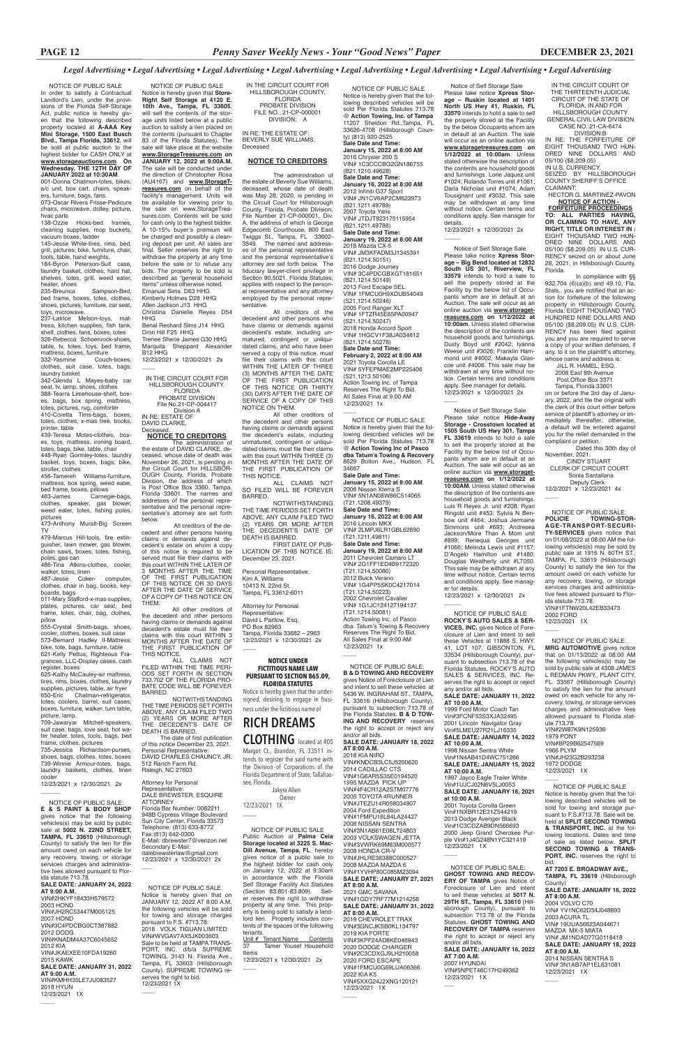*Legal Advertising • Legal Advertising • Legal Advertising • Legal Advertising • Legal Advertising • Legal Advertising • Legal Advertising • Legal Advertising*

NOTICE OF PUBLIC SALE

In order to satisfy a Contractual Landlord's Lien, under the provisions of the Florida Self-Storage Act, public notice is hereby given that the following described property located at **A-AAA Key Mini Storage, 1500 East Busch Blvd., Tampa, Florida, 33612**, will be sold at public auction to the highest bidder for CASH ONLY at **www.storageauctions.com On Wednesday, THE 12TH DAY OF JANUARY 2022 at 10:30AM**.

001-Donna Chatmon-totes, bikes, a/c unit, box cart, chairs, speakers, furniture, bags, fans.
073-Oscar Rivera Frisse-Pedicure chairs, microwave, dolley, picture, hvac parts
138-Ozzie Hicks-bed frames, cleaning supplies, mop buckets, vacuum boxes, ladder
145-Jesse White-tires, rims, bed, grill, pictures, bike, furniture, chair, tools, table, hand weights,
184-Byron Peterson-Suit case, laundry basket, clothes, hard hat, shelves, totes, grill, weed eater, heater, shoes
235-Breunca Sampson-Bed, bed frame, boxes, totes, clothes, shoes, pictures, furniture, car seat, toys, microwave.
237-Latrice Melson-toys, mattress, kitchen supplies, fish tank, shelf, clothes, fans, boxes, totes
326-Rebecca Schoenrock-shoes, table, tv, totes, toys, bed frame, mattress, boxes, furniture
332-Yasmine Couch-boxes, clothes, suit case, totes, bags, laundry basket
342-Glenda L. Mayes-baby car seat, tv, lamp, shoes, clothes
388-Tearra Limehouse-shelf, boxes, bags, box spring, mattress, totes, pictures, rug, comforter
410-Coretta Tims-bags, boxes, totes, clothes, x-mas tree, books, printer, table
439-Teresa Motes-clothes, boxes, toys, mattress, ironing board, totes, bags, bike, table, chair
448-Ryan Gormley-totes, laundry basket, toys, boxes, bags, bike, stroller, clothes
456-Tamereh Williams-furniture, mattress, box spring, weed eater, bed frame, boxes, pillows
463-James Carnegie-bags, clothes, speaker, gas blower, weed eater, totes, fishing poles, pictures
473-Anthony Murall-Big Screen TV
479-Marcus Hill-tools, fire extinguisher, lawn mower, gas blower, chain saws, boxes, totes, fishing, poles, gas can
486-Tina Atkins-clothes, cooler, walker, totes, linen
487-Jesse Coker- computer, clothes, chair in bag, books, keyboards, bags
511-Mary Stafford-x-mas supplies, plates, pictures, car seat, bed frame, totes, chair, bag, clothes, pillow
555-Crystal Smith-bags, shoes, cooler, clothes, boxes, suit case
573-Bernard Hadley II-Mattress, bike, tote, bags, furniture, table
621-Kelly Pettus; Righteous Fragrances, LLC-Display cases, cash register, boxes
625-Kathy McCauley-air mattress, tires, rims, boxes, clothes, laundry supplies, pictures, table, air fryer
650-Eric Chatman-refrigerator, totes, coolers, barrel, suit cases, boxes, furniture, walker, turn table, picture, lamp.
709-Jawaryar Mitchell-speakers, suit case, bags, love seat, hot water heater, totes, tools, bags, bed frame, clothes, pictures
735-Jessica Richardson-purses, shoes, bags, clothes, totes, boxes
739-Winnie Armour-totes, bags, laundry baskets, clothes, linen cooler

12/23/2021 x 12/30/2021 2x

NOTICE OF PUBLIC SALE: **E & S PAINT & BODY SHOP** gives notice that the following vehicles(s) may be sold by public sale at **5002 N. 22ND STREET, TAMPA, FL 33610** (Hillsborough County) to satisfy the lien for the amount owed on each vehicle for any recovery, towing, or storage services charges and administrative fees allowed pursuant to Florida statute 713.78.

**SALE DATE: JANUARY 24, 2022 AT 9:00 A.M.**
VIN#2HKYF18433H579572
2003 HOND
VIN#JH2RC53447M005125
2007 HOND
VIN#3C4PDCBG0CT387882
2012 DODG
VIN#KNADM4A37C6045652
2012 KIA
VIN#JKAEXEE10FDA19260
2015 KAWK
**SALE DATE: JANUARY 31, 2022 AT 9:00 A.M.**
VIN#KMHH35LE7JU083527
2018 HYUN
12/23/2021 1x

NOTICE OF PUBLIC SALE

Notice is hereby given that **Store-Right Self Storage at 4120 E. 10th Ave., Tampa, FL 33605**, will sell the contents of the storage units listed below at a public auction to satisfy a lien placed on the contents (pursuant to Chapter 83 of the Florida Statutes). The sale will take place at the website **www.StorageTreasures.com** on **JANUARY 12, 2022 at 9:00A.M.** The sale will be conducted under the direction of Christopher Rosa (AU4167) and **www.StorageTreasures.com** on behalf of the facility's management. Units will be available for viewing prior to the sale on www.StorageTreasures.com. Contents will be sold for cash only to the highest bidder. A 10-15% buyer's premium will be charged and possibly a cleaning deposit per unit. All sales are final. Seller reserves the right to withdraw the property at any time before the sale or to refuse any bids. The property to be sold is described as "general household items" unless otherwise noted.

Emanual Sims D63 HHG
Kimberly Holmes D28 HHG
Allen Jackson J13 HHG
Christina Danielle Reyes D54 HHG
Benal Reshard Sims J14 HHG
Dron Hill F25 HHG
Treese Sherie James G30 HHG
Marquita Sheppard Alexander B12 HHG

12/23/2021 x 12/30/2021 2x

IN THE CIRCUIT COURT FOR HILLSBOROUGH COUNTY, FLORIDA
PROBATE DIVISION
File No.21-CP-004417
Division A

IN RE: ESTATE OF DAVID CLARKE, Deceased.

**NOTICE TO CREDITORS**

The administration of the estate of DAVID CLARKE, deceased, whose date of death was November 26, 2021, is pending in the Circuit Court for HILLSBOROUGH County, Florida, Probate Division, the address of which is Post Office Box 3360, Tampa, Florida 33601. The names and addresses of the personal representative and the personal representative's attorney are set forth below.

All creditors of the decedent and other persons having claims or demands against decedent's estate on whom a copy of this notice is required to be served must file their claims with this court WITHIN THE LATER OF 3 MONTHS AFTER THE TIME OF THE FIRST PUBLICATION OF THIS NOTICE OR 30 DAYS AFTER THE DATE OF SERVICE OF A COPY OF THIS NOTICE ON THEM.

All other creditors of the decedent and other persons having claims or demands against decedent's estate must file their claims with this court WITHIN 3 MONTHS AFTER THE DATE OF THE FIRST PUBLICATION OF THIS NOTICE.

ALL CLAIMS NOT FILED WITHIN THE TIME PERIODS SET FORTH IN SECTION 733.702 OF THE FLORIDA PROBATE CODE WILL BE FOREVER BARRED.

NOTWITHSTANDING THE TIME PERIODS SET FORTH ABOVE, ANY CLAIM FILED TWO (2) YEARS OR MORE AFTER THE DECEDENT'S DATE OF DEATH IS BARRED.

The date of first publication of this notice December 23, 2021.

Personal Representative:
DAVID CHARLES CHAUNCY, JR.
512 Ranch Farm Rd.
Raleigh, NC 27603

Attorney for Personal Representative:
DALE BREWSTER, ESQUIRE
ATTORNEY
Florida Bar Number: 0082211
948B Cypress Village Boulevard
Sun City Center, Florida 33573
Telephone: (813) 633-8772
Fax:(813) 642-0300
E-Mail: dbrewster7@verizon.net
Secondary E-Mail: dalebrewsterlaw@gmail.com
12/23/2021 x 12/30/2021 2x

NOTICE OF PUBLIC SALE

Notice is hereby given that on JANUARY 12, 2022 AT 8:00 A.M. the following vehicles will be sold for towing and storage charges pursuant to F.S. #713.78:
2018 VOLK TIGUAN LIMITED VIN#WVGAV7AX5JK003603
Sale to be held at TAMPA TRANSPORT, INC. d/b/a SUPREME TOWING, 3143 N. Florida Ave., Tampa, FL 33603 (Hillsborough County). SUPREME TOWING reserves the right to bid.
12/23/2021 1X

IN THE CIRCUIT COURT FOR HILLSBOROUGH COUNTY, FLORIDA
PROBATE DIVISION
FILE NO.: 21-CP-000001
DIVISION: A

IN RE: THE ESTATE OF: BEVERLY SUE WILLIAMS, Deceased

**NOTICE TO CREDITORS**

The administration of the estate of Beverly Sue Williams, deceased, whose date of death was May 28, 2020, is pending in the Circuit Court for Hillsborough County, Florida, Probate Division, File Number 21-CP-000001, Div. A, the address of which is George Edgecomb Courthouse, 800 East Twiggs St., Tampa, FL 33602-3549. The names and addresses of the personal representative and the personal representative's attorney are set forth below. The fiduciary lawyer-client privilege in Section 90.5021, Florida Statutes, applies with respect to the personal representative and any attorney employed by the personal representative.

All creditors of the decedent and other persons who have claims or demands against decedent's estate, including unmatured, contingent or unliquidated claims, and who have been served a copy of this notice, must file their claims with this court WITHIN THE LATER OF THREE (3) MONTHS AFTER THE DATE OF THE FIRST PUBLICATION OF THIS NOTICE OR THIRTY (30) DAYS AFTER THE DATE OF SERVICE OF A COPY OF THIS NOTICE ON THEM.

All other creditors of the decedent and other persons having claims or demands against the decedent's estate, including unmatured, contingent or unliquidated claims, must file their claims with this court WITHIN THREE (3) MONTHS AFTER THE DATE OF THE FIRST PUBLICATION OF THIS NOTICE.

ALL CLAIMS NOT SO FILED WILL BE FOREVER BARRED.

NOTWITHSTANDING THE TIME PERIODS SET FORTH ABOVE, ANY CLAIM FILED TWO (2) YEARS OR MORE AFTER THE DECEDENT'S DATE OF DEATH IS BARRED.

FIRST DATE OF PUBLICATION OF THIS NOTICE IS: December 23, 2021.

Personal Representative:
Kim A. Williams
10413 N. 22nd St.
Tampa, FL 33612-6011

Attorney for Personal Representative:
David L Partlow, Esq.
PO Box 82963
Tampa, Florida 33682 – 2963
12/23/2021 x 12/30/2021 2x

**NOTICE UNDER FICTITIOUS NAME LAW PURSUANT TO SECTION 865.09, FLORIDA STATUTES**

Notice is hereby given that the undersigned, desiring to engage in business under the fictitious name of

**RICH DREAMS CLOTHING** located at 405 Margot Ct., Brandon, FL 33511 intends to register the said name with the Division of Corporations of the Florida Department of State, Tallahassee, Florida.

Jakyra Allen
Owner
12/23/2021 1X

NOTICE OF PUBLIC SALE

Public Auction at **Palma Ceia Storage located at 3225 S. MacDill Avenue, Tampa, FL** hereby gives notice of a public sale to the highest bidder for cash only on January 12, 2022 at 9:30am in accordance with the Florida Self Storage Facility Act Statutes (Section 83.801-83.809). Seller reserves the right to withdraw property at any time. This property is being sold to satisfy a landlord lien. Property includes contents of the spaces of the following tenants.

Unit # Tenant Name Contents
37 Tamer Yousef Household Items

12/23/2021 x 12/30/2021 2x

NOTICE OF PUBLIC SALE

Notice is hereby given that the following described vehicles will be sold per Florida Statutes 713.78 @ **Action Towing, Inc. of Tampa** 11207 Sheldon Rd.,Tampa, FL 33626-4708 (Hillsborough County) (813) 920-2525

**Sale Date and Time: January 15, 2022 at 8:00 AM**
2016 Chrysler 200 S
VIN# 1C3CCCBG2GN186755
(B21.1210.49628)
**Sale Date and Time: January 16, 2022 at 8:00 AM**
2012 Infiniti G37 Sport
VIN# JN1CV6AP2CM623973
(B21.1211.49789)
2007 Toyota Yaris
VIN# JTDJT923175115954
(B21.1211.49788)
**Sale Date and Time: January 19, 2022 at 8:00 AM**
2018 Mazda CX-5
VIN# JM3KFADM3J1345391
(B21.1214.50151)
2016 Dodge Journey
VIN# 3C4PDCBGXGT181651
(B21.1214.50149)
2013 Ford Escape SEL
VIN# 1FMCU0H9XDUB54049
(S21.1214.50246)
2005 Ford Ranger XLT
VIN# 1FTZR45E65PA00947
(S21.1214.50247)
2018 Honda Accord Sport
VIN# 1HGCV1F38JA034612
(B21.1214.50278)
**Sale Date and Time: February 2, 2022 at 8:00 AM**
2021 Toyota Corolla LE
VIN# 5YFEPMAE2MP225406
(S21.1213.50106)

Action Towing Inc. of Tampa Reserves The Right To Bid. All Sales Final at 9:00 AM
12/23/2021 1x

NOTICE OF PUBLIC SALE

Notice is hereby given that the following described vehicles will be sold per Florida Statutes 713.78 @ **Action Towing Inc of Pasco dba Tatum's Towing & Recovery** 8629 Bolton Ave., Hudson, FL 34667

**Sale Date and Time: January 15, 2022 at 8:00 AM**
2006 Nissan Xterra S
VIN# 5N1AN08W86C514065
(T21.1208.49379)
**Sale Date and Time: January 16, 2022 at 8:00 AM**
2016 Lincoln MKX
VIN# 2LMPJ6LR1GBL62890
(T21.1211.49811)
**Sale Date and Time: January 19, 2022 at 8:00 AM**
2011 Chevrolet Camaro LT
VIN# 2G1FF1ED4B9172320
(T21.1214.50080)
2012 Buick Verano
VIN# 1G4PP5SK0C4217014
(T21.1214.50223)
2002 Chevrolet Cavalier
VIN# 1G1JC124127194137
(T21.1214.50081)

Action Towing Inc. of Pasco dba: Tatum's Towing & Recovery Reserves The Right To Bid. All Sales Final at 9:00 AM
12/23/2021 1x

NOTICE OF PUBLIC SALE: **B & D TOWING AND RECOVERY** gives Notice of Foreclosure of Lien and intent to sell these vehicles at 5436 W. INGRAHAM ST., TAMPA, FL 33616 (Hillsborough County), pursuant to subsection 713.78 of the Florida Statutes. **B & D TOWING AND RECOVERY** reserves the right to accept or reject any and/or all bids.

**SALE DATE: JANUARY 18, 2022 AT 8:00 A.M.**
2018 KIA NIRO
VIN#KNDCB3LC5J5200620
2014 CADILLAC CTS
VIN#1G6AR5S35E0194520
1995 MAZDA PICK UP
VIN#4F4CR12A2STM07776
2005 TOYOTA 4RUNNER
VIN#JTEZU14R058034907
2004 Ford Expedition
VIN#1FMPU16L84LA24427
2008 NISSAN SENTRA
VIN#3N1AB61E08L724803
2003 VOLKSWAGEN JETTA
VIN#3VWRK69M83M000577
2008 HONDA CR-V
VIN#JHLRE38388C000527
2008 MAZDA MAZDA 6
VIN#1YVHP80C085M23094
**SALE DATE: JANUARY 27, 2021 AT 8:00 A.M.**
2021 GMC SAVANA
VIN#1GDY7RF77M1214258
**SALE DATE: JANUARY 31, 2022 AT 8:00 A.M.**
2019 CHEVROLET TRAX
VIN#3GNCJKSB0KL134797
2019 KIA FORTE
VIN#3KPF24AD8KE046943
2020 DODGE CHARGER
VIN#2C3CDXGJ8LH210058
2020 FORD ESCAPE
VIN#1FMCU0G69LUA06366
2022 KIA K5
VIN#5XXG24J2XNG120121
12/23/2021 1x

Notice of Self Storage Sale

Please take notice **Xpress Storage – Ruskin located at 1401 North US Hwy 41, Ruskin, FL 33570** intends to hold a sale to sell the property stored at the Facility by the below Occupants whom are in default at an Auction. The sale will occur as an online auction via **www.storagetreasures.com** on **1/12/2022 at 10:00am.** Unless stated otherwise the description of the contents are household goods and furnishings. Lorie Jaquez unit #1024; Rolando Torres unit #1061; Darla Nicholas unit #1074; Adam Tousignant unit #3032. This sale may be withdrawn at any time without notice. Certain terms and conditions apply. See manager for details.

12/23/2021 x 12/30/2021 2x

Notice of Self Storage Sale

Please take notice **Xpress Storage – Big Bend located at 12832 South US 301, Riverview, FL 33579** intends to hold a sale to sell the property stored at the Facility by the below list of Occupants whom are in default at an Auction. The sale will occur as an online auction via **www.storagetreasures.com** on **1/12/2022 at 10:00am**. Unless stated otherwise the description of the contents are household goods and furnishings. Dusty Boyd unit #2042; Iyanna Weese unit #3026; Franklin Hammond unit #4002; Makayla Glascoe unit #4006. This sale may be withdrawn at any time without notice. Certain terms and conditions apply. See manager for details.

12/23/2021 x 12/30/2021 2x

Notice of Self Storage Sale

Please take notice **Hide-Away Storage - Crosstown located at 1505 South US Hwy 301, Tampa FL 33619** intends to hold a sale to sell the property stored at the Facility by the below list of Occupants whom are in default at an Auction. The sale will occur as an online auction via **www.storagetreasures.com** on **1/12/2022 at 10:00AM**. Unless stated otherwise the description of the contents are household goods and furnishings. Luis R Reyes Jr. unit #208; Ryan Ringold unit #453; Sylvia N Benbow unit #464; Joshua Jermaine Simmons unit #693; Andreesa Jackson/More Than A Mom unit #899; Renequa Georges unit #1066; Melinda Lewis unit #1157; D'Angelo Hamilton unit #1480; Douglas Weatherly unit #LT050. This sale may be withdrawn at any time without notice. Certain terms and conditions apply. See manager for details.

12/23/2021 x 12/30/2021 2x

NOTICE OF PUBLIC SALE **ROCKY'S AUTO SALES & SERVICES, INC.** gives Notice of Foreclosure of Lien and intent to sell these Vehicles at 11888 S. HWY. 41, LOT 107, GIBSONTON, FL 33534 (Hillsborough County), pursuant to subsection 713.78 of the Florida Statutes. ROCKY'S AUTO SALES & SERVICES, INC. Reserves the right to accept or reject any and/or all bids.

**SALE DATE: JANUARY 11, 2022 AT 10:00 A.M.**
1999 Ford Motor Coach Tan
Vin#3FCNF53S3XJA32495
2001 Lincoln Navigator Gray
Vin#5LMEU27R21LJ16335
**SALE DATE: JANUARY 14, 2022 AT 10:00 A.M.**
1998 Nissan Sentra White
Vin#1N4AB41D4WC751266
**SALE DATE: JANUARY 15, 2022 AT 10:00 A.M.**
1997 Jayco Eagle Trailer White
Vin#1UJCJ02N6V5LJ0053
**SALE DATE: JANUARY 16, 2021 at 10:00 A.M.**
2001 Toyota Corolla Green
Vin#1NXBR12E31Z544219
2013 Dodge Avenger Black
Vin#1C3CDZAB9DN566693
2000 Jeep Grand Cherokee Purple Vin#1J4G248N1YC321419
12/23/2021 1X

NOTICE OF PUBLIC SALE: **GHOST TOWING AND RECOVERY OF TAMPA** gives Notice of Foreclosure of Lien and intent to sell these vehicles at **5017 N. 29TH ST., Tampa, FL 33610** (Hillsborough County), pursuant to subsection 713.78 of the Florida Statutes. **GHOST TOWING AND RECOVERY OF TAMPA** reserves the right to accept or reject any and/or all bids.

**SALE DATE: JANUARY 16, 2022 AT 7:00 A.M.**
2007 HYUNDAI
VIN#5NPET46C17H249362
12/23/2021 1X

IN THE CIRCUIT COURT OF THE THIRTEENTH JUDICIAL CIRCUIT OF THE STATE OF FLORIDA, IN AND FOR HILLSBOROUGH COUNTY
GENERAL CIVIL LAW DIVISION
CASE NO.:21-CA-6474
DIVISION:B

IN RE: THE FORFEITURE OF EIGHT THOUSAND TWO HUNDRED NINE DOLLARS AND 05/100 ($8,209.05) IN U.S. CURRENCY.
SEIZED BY HILLSBOROUGH COUNTY SHERIFF'S OFFICE
CLAIMANT:
HECTOR G. MARTINEZ-PAVON

**NOTICE OF ACTION - FORFEITURE PROCEEDINGS**

**TO: ALL PARTIES HAVING, OR CLAIMING TO HAVE, ANY RIGHT, TITLE OR INTEREST IN :** EIGHT THOUSAND TWO HUNDRED NINE DOLLARS AND 05/100 ($8,209.05) IN U.S. CURRENCY seized on or about June 28, 2021, in Hillsborough County, Florida.

In compliance with §§ 932.704 (6)(a)(b) and 49.10, Fla. Stats., you are notified that an action for forfeiture of the following property in Hillsborough County, Florida: EIGHT THOUSAND TWO HUNDRED NINE DOLLARS AND 05/100 ($8,209.05) IN U.S. CURRENCY has been filed against you and you are required to serve a copy of your written defenses, if any, to it on the plaintiff's attorney, whose name and address is:

JILL R. HAMEL, ESQ.
2008 East 8th Avenue
Post Office Box 3371
Tampa, Florida 33601

on or before the 3rd day of January, 2022, and file the original with the clerk of this court either before service of plaintiff's attorney or immediately thereafter; otherwise, a default will be entered against you for the relief demanded in the complaint or petition.

Dated this 30th day of November, 2021.

CINDY STUART
CLERK OF CIRCUIT COURT
Sonia Santallana
Deputy Clerk
12/2/2021 x 12/23/2021 4x

NOTICE OF PUBLIC SALE: **POLICE TOWING-STORAGE-TRANSPORT-SECURITY-SERVICES** gives notice that on 01/08/2022 at 08:00 AM the following vehicles(s) may be sold by public sale at 1916 N. 60TH ST., TAMPA, FL 33619 (Hillsborough County) to satisfy the lien for the amount owed on each vehicle for any recovery, towing, or storage services charges and administrative fees allowed pursuant to Florida statute 713.78.

VIN#1FTNW20L42EB33473
2002 FORD
12/23/2021 1X

NOTICE OF PUBLIC SALE: **MRG AUTOMOTIVE** gives notice that on 01/13/2022 at 08:00 AM the following vehicles(s) may be sold by public sale at 4308 JAMES L REDMAN PKWY., PLANT CITY, FL 33567 (Hillsborough County) to satisfy the lien for the amount owed on each vehicle for any recovery, towing, or storage services charges and administrative fees allowed pursuant to Florida statute 713.78.

VIN#2W87K9N125936
1979 PONT
VIN#BP29B62547569
1966 PLYM
VIN#JH2G2B293238
1972 DODGE
12/23/2021 1X

NOTICE OF PUBLIC SALE

Notice is hereby given that the following described vehicles will be sold for towing and storage pursuant to F.S.#713.78. Sale will be held at **SPLIT SECOND TOWING & TRANSPORT, INC.** at the following locations. Dates and time of sale as listed below. **SPLIT SECOND TOWING & TRANSPORT, INC.** reserves the right to bid.

**AT 7203 E. BROADWAY AVE., TAMPA, FL 33619** (Hillsborough County)
**SALE DATE: JANUARY 16, 2022 AT 8:00 A.M.**
2004 VOLVO C70
VIN# YV1NC62D34J048893
2003 ACURA TL
VIN# 19UUA56623A044671
MAZDA MX-5 MIATA
VIN# JM1NDAD77G0118418
**SALE DATE: JANUARY 18, 2022 AT 8:00 A.M.**
2014 NISSAN SENTRA S
VIN# 3N1AB7AP1EL631081
12/23/2021 1X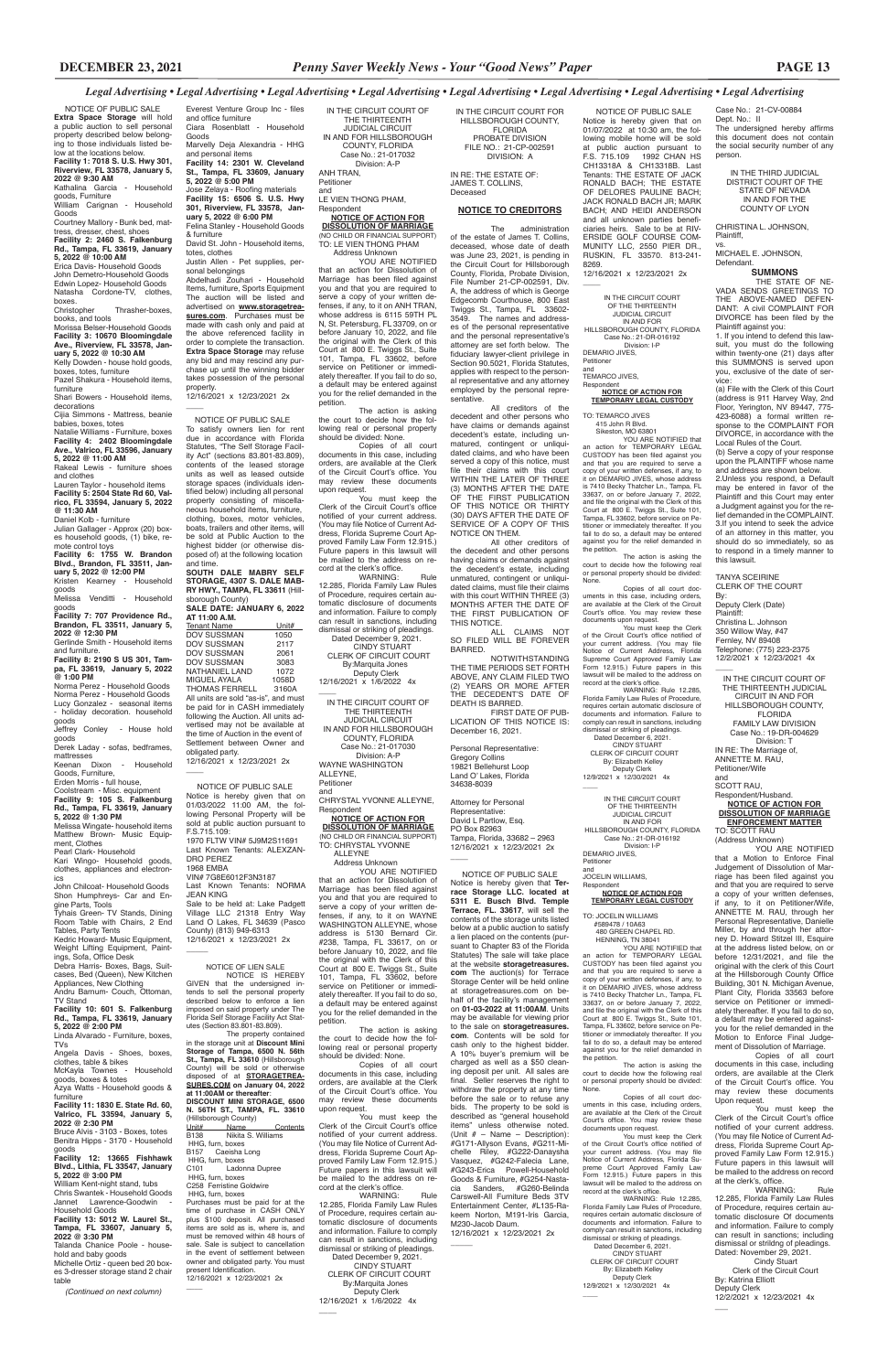*Legal Advertising • Legal Advertising • Legal Advertising • Legal Advertising • Legal Advertising • Legal Advertising • Legal Advertising*

NOTICE OF PUBLIC SALE

**Extra Space Storage** will hold a public auction to sell personal property described below belonging to those individuals listed below at the locations below.

**Facility 1: 7018 S. U.S. Hwy 301, Riverview, FL 33578, January 5, 2022 @ 9:30 AM**

Kathalina Garcia - Household goods, Furniture

William Carignan - Household Goods

Courtney Mallory - Bunk bed, mattress, dresser, chest, shoes

**Facility 2: 2460 S. Falkenburg Rd., Tampa, FL 33619, January 5, 2022 @ 10:00 AM**

Erica Davis- Household Goods

John Demetro-Household Goods

Edwin Lopez- Household Goods

Natasha Cordone-TV, clothes, boxes.

Christopher Thrasher-boxes, books, and tools

Morissa Belser-Household Goods

**Facility 3: 10670 Bloomingdale Ave., Riverview, FL 33578, January 5, 2022 @ 10:30 AM**

Kelly Dowden - house hold goods, boxes, totes, furniture

Pazel Shakura - Household items, furniture

Shari Bowers - Household items, decorations

Cijia Simmons - Mattress, beanie babies, boxes, totes

Natalie Williams - Furniture, boxes

**Facility 4: 2402 Bloomingdale Ave., Valrico, FL 33596, January 5, 2022 @ 11:00 AM**

Rakeal Lewis - furniture shoes and clothes

Lauren Taylor - household items

**Facility 5: 2504 State Rd 60, Valrico, FL 33594, January 5, 2022 @ 11:30 AM**

Daniel Kolb - furniture

Julian Gallager - Approx (20) boxes household goods, (1) bike, remote control toys

**Facility 6: 1755 W. Brandon Blvd., Brandon, FL 33511, January 5, 2022 @ 12:00 PM**

Kristen Kearney - Household goods

Melissa Venditti - Household goods

**Facility 7: 707 Providence Rd., Brandon, FL 33511, January 5, 2022 @ 12:30 PM**

Gerlinde Smith - Household items and furniture.

**Facility 8: 2190 S US 301, Tampa, FL 33619, January 5, 2022 @ 1:00 PM**

Norma Perez - Household Goods

Norma Perez - Household Goods

Lucy Gonzalez - seasonal items - holiday decoration. household goods

Jeffrey Conley - House hold goods

Derek Laday - sofas, bedframes, mattresses

Keenan Dixon - Household Goods, Furniture,

Erden Morris - full house, Coolstream - Misc. equipment

**Facility 9: 105 S. Falkenburg Rd., Tampa, FL 33619, January 5, 2022 @ 1:30 PM**

Melissa Wingate- household items

Matthew Brown- Music Equipment, Clothes

Pearl Clark- Household

Kari Wingo- Household goods, clothes, appliances and electronics

John Chilcoat- Household Goods

Shon Humphreys- Car and Engine Parts, Tools

Tyhais Green- TV Stands, Dining Room Table with Chairs, 2 End Tables, Party Tents

Kedric Howard- Music Equipment, Weight Lifting Equipment, Paintings, Sofa, Office Desk

Debra Harris- Boxes, Bags, Suitcases, Bed (Queen), New Kitchen Appliances, New Clothing

Andru Barnum- Couch, Ottoman, TV Stand

**Facility 10: 601 S. Falkenburg Rd., Tampa, FL 33619, January 5, 2022 @ 2:00 PM**

Linda Alvarado - Furniture, boxes, TVs

Angela Davis - Shoes, boxes, clothes, table & bikes

McKayla Townes - Household goods, boxes & totes

Azya Watts - Household goods & furniture

**Facility 11: 1830 E. State Rd. 60, Valrico, FL 33594, January 5, 2022 @ 2:30 PM**

Bruce Alvis - 3103 - Boxes, totes

Benitra Hipps - 3170 - Household goods

**Facility 12: 13665 Fishhawk Blvd., Lithia, FL 33547, January 5, 2022 @ 3:00 PM**

William Kent-night stand, tubs

Chris Swantek - Household Goods

Jannet Lawrence-Goodwin - Household Goods

**Facility 13: 5012 W. Laurel St., Tampa, FL 33607, January 5, 2022 @ 3:30 PM**

Talanda Chanice Poole - household and baby goods

Michelle Ortiz - queen bed 20 boxes 3-dresser storage stand 2 chair table

*(Continued on next column)*

Everest Venture Group Inc - files and office furniture

Clara Rosenblatt - Household Goods

Marvelly Deja Alexandria - HHG and personal items

**Facility 14: 2301 W. Cleveland St., Tampa, FL 33609, January 5, 2022 @ 5:00 PM**

Jose Zelaya - Roofing materials

**Facility 15: 6506 S. U.S. Hwy 301, Riverview, FL 33578, January 5, 2022 @ 6:00 PM**

Felina Stanley - Household Goods & furniture

David St. John - Household items, totes, clothes

Justin Allen - Pet supplies, personal belongings

Abdelhadi Zouhari - Household Items, furniture, Sports Equipment

The auction will be listed and advertised on **www.storagetreasures.com**. Purchases must be made with cash only and paid at the above referenced facility in order to complete the transaction. **Extra Space Storage** may refuse any bid and may rescind any purchase up until the winning bidder takes possession of the personal property.

12/16/2021 x 12/23/2021 2x

NOTICE OF PUBLIC SALE

To satisfy owners lien for rent due in accordance with Florida Statutes, "The Self Storage Facility Act" (sections 83.801-83.809), contents of the leased storage units as well as leased outside storage spaces (individuals identified below) including all personal property consisting of miscellaneous household items, furniture, clothing, boxes, motor vehicles, boats, trailers and other items, will be sold at Public Auction to the highest bidder (or otherwise disposed of) at the following location and time.

**SOUTH DALE MABRY SELF STORAGE, 4307 S. DALE MABRY HWY., TAMPA, FL 33611** (Hillsborough County)

**SALE DATE: JANUARY 6, 2022 AT 11:00 A.M.**

| Tenant Name | Unit# |
| --- | --- |
| DOV SUSSMAN | 1050 |
| DOV SUSSMAN | 2117 |
| DOV SUSSMAN | 2061 |
| DOV SUSSMAN | 3083 |
| NATHANIEL LAND | 1072 |
| MIGUEL AYALA | 1058D |
| THOMAS FERRELL | 3160A |

All units are sold "as-is", and must be paid for in CASH immediately following the Auction. All units advertised may not be available at the time of Auction in the event of Settlement between Owner and obligated party.

12/16/2021 x 12/23/2021 2x

NOTICE OF PUBLIC SALE

Notice is hereby given that on 01/03/2022 11:00 AM, the following Personal Property will be sold at public auction pursuant to F.S.715.109:

1970 FLTW VIN# 5J9M2S11691

Last Known Tenants: ALEXZANDRO PEREZ

1968 EMBA

VIN# 7G8E6012F3N3187

Last Known Tenants: NORMA JEAN KING

Sale to be held at: Lake Padgett Village LLC 21318 Entry Way Land O Lakes, FL 34639 (Pasco County) (813) 949-6313

12/16/2021 x 12/23/2021 2x

NOTICE OF LIEN SALE

NOTICE IS HEREBY GIVEN that the undersigned intends to sell the personal property described below to enforce a lien imposed on said property under The Florida Self Storage Facility Act Statutes (Section 83.801-83.809).

The property contained in the storage unit at **Discount Mini Storage of Tampa, 6500 N. 56th St., Tampa, FL 33610** (Hillsborough County) will be sold or otherwise disposed of at **STORAGETREASURES.COM on January 04, 2022 at 11:00AM or thereafter**: **DISCOUNT MINI STORAGE, 6500 N. 56TH ST., TAMPA, FL. 33610** (Hillsborough County)

| Unit# | Name | Contents |
| --- | --- | --- |
| B138 | Nikita S. Williams | HHG, furn, boxes |
| B157 | Caeisha Long | HHG, furn, boxes |
| C101 | Ladonna Dupree | HHG, furn, boxes |
| C258 | Ferristine Goldwire | HHG, furn, boxes |

Purchases must be paid for at the time of purchase in CASH ONLY plus $100 deposit. All purchased items are sold as is, where is, and must be removed within 48 hours of sale. Sale is subject to cancellation in the event of settlement between owner and obligated party. You must present identification.

12/16/2021 x 12/23/2021 2x

IN THE CIRCUIT COURT OF THE THIRTEENTH JUDICIAL CIRCUIT IN AND FOR HILLSBOROUGH COUNTY, FLORIDA

Case No.: 21-017032

Division: A-P

ANH TRAN,
Petitioner

and

LE VIEN THONG PHAM,
Respondent

**NOTICE OF ACTION FOR DISSOLUTION OF MARRIAGE**

(NO CHILD OR FINANCIAL SUPPORT)

TO: LE VIEN THONG PHAM

Address Unknown

YOU ARE NOTIFIED that an action for Dissolution of Marriage has been filed against you and that you are required to serve a copy of your written defenses, if any, to it on ANH TRAN, whose address is 6115 59TH PL N, St. Petersburg, FL 33709, on or before January 10, 2022, and file the original with the Clerk of this Court at 800 E. Twiggs St., Suite 101, Tampa, FL 33602, before service on Petitioner or immediately thereafter. If you fail to do so, a default may be entered against you for the relief demanded in the petition.

The action is asking the court to decide how the following real or personal property should be divided: None.

Copies of all court documents in this case, including orders, are available at the Clerk of the Circuit Court's office. You may review these documents upon request.

You must keep the Clerk of the Circuit Court's office notified of your current address. (You may file Notice of Current Address, Florida Supreme Court Approved Family Law Form 12.915.) Future papers in this lawsuit will be mailed to the address on record at the clerk's office.

WARNING: Rule 12.285, Florida Family Law Rules of Procedure, requires certain automatic disclosure of documents and information. Failure to comply can result in sanctions, including dismissal or striking of pleadings.

Dated December 9, 2021.

CINDY STUART
CLERK OF CIRCUIT COURT
By:Marquita Jones
Deputy Clerk

12/16/2021 x 1/6/2022 4x

IN THE CIRCUIT COURT OF THE THIRTEENTH JUDICIAL CIRCUIT IN AND FOR HILLSBOROUGH COUNTY, FLORIDA

Case No.: 21-017030

Division: A-P

WAYNE WASHINGTON ALLEYNE,
Petitioner

and

CHRYSTAL YVONNE ALLEYNE,
Respondent

**NOTICE OF ACTION FOR DISSOLUTION OF MARRIAGE**

(NO CHILD OR FINANCIAL SUPPORT)

TO: CHRYSTAL YVONNE ALLEYNE

Address Unknown

YOU ARE NOTIFIED that an action for Dissolution of Marriage has been filed against you and that you are required to serve a copy of your written defenses, if any, to it on WAYNE WASHINGTON ALLEYNE, whose address is 5130 Bernard Cir. #238, Tampa, FL 33617, on or before January 10, 2022, and file the original with the Clerk of this Court at 800 E. Twiggs St., Suite 101, Tampa, FL 33602, before service on Petitioner or immediately thereafter. If you fail to do so, a default may be entered against you for the relief demanded in the petition.

The action is asking the court to decide how the following real or personal property should be divided: None.

Copies of all court documents in this case, including orders, are available at the Clerk of the Circuit Court's office. You may review these documents upon request.

You must keep the Clerk of the Circuit Court's office notified of your current address. (You may file Notice of Current Address, Florida Supreme Court Approved Family Law Form 12.915.) Future papers in this lawsuit will be mailed to the address on record at the clerk's office.

WARNING: Rule 12.285, Florida Family Law Rules of Procedure, requires certain automatic disclosure of documents and information. Failure to comply can result in sanctions, including dismissal or striking of pleadings.

Dated December 9, 2021.

CINDY STUART
CLERK OF CIRCUIT COURT
By:Marquita Jones
Deputy Clerk

12/16/2021 x 1/6/2022 4x

IN THE CIRCUIT COURT FOR HILLSBOROUGH COUNTY, FLORIDA PROBATE DIVISION

FILE NO.: 21-CP-002591

DIVISION: A

IN RE: THE ESTATE OF: JAMES T. COLLINS, Deceased

**NOTICE TO CREDITORS**

The administration of the estate of James T. Collins, deceased, whose date of death was June 23, 2021, is pending in the Circuit Court for Hillsborough County, Florida, Probate Division, File Number 21-CP-002591, Div. A, the address of which is George Edgecomb Courthouse, 800 East Twiggs St., Tampa, FL 33602-3549. The names and addresses of the personal representative and the personal representative's attorney are set forth below. The fiduciary lawyer-client privilege in Section 90.5021, Florida Statutes, applies with respect to the personal representative and any attorney employed by the personal representative.

All creditors of the decedent and other persons who have claims or demands against decedent's estate, including unmatured, contingent or unliquidated claims, and who have been served a copy of this notice, must file their claims with this court WITHIN THE LATER OF THREE (3) MONTHS AFTER THE DATE OF THE FIRST PUBLICATION OF THIS NOTICE OR THIRTY (30) DAYS AFTER THE DATE OF SERVICE OF A COPY OF THIS NOTICE ON THEM.

All other creditors of the decedent and other persons having claims or demands against the decedent's estate, including unmatured, contingent or unliquidated claims, must file their claims with this court WITHIN THREE (3) MONTHS AFTER THE DATE OF THE FIRST PUBLICATION OF THIS NOTICE.

ALL CLAIMS NOT SO FILED WILL BE FOREVER BARRED.

NOTWITHSTANDING THE TIME PERIODS SET FORTH ABOVE, ANY CLAIM FILED TWO (2) YEARS OR MORE AFTER THE DECEDENT'S DATE OF DEATH IS BARRED.

FIRST DATE OF PUBLICATION OF THIS NOTICE IS: December 16, 2021.

Personal Representative:
Gregory Collins
19821 Bellehurst Loop
Land O' Lakes, Florida 34638-8039

Attorney for Personal Representative:
David L Partlow, Esq.
PO Box 82963
Tampa, Florida, 33682 – 2963

12/16/2021 x 12/23/2021 2x

NOTICE OF PUBLIC SALE

Notice is hereby given that **Terrace Storage LLC. located at 5311 E. Busch Blvd. Temple Terrace, FL. 33617**, will sell the contents of the storage units listed below at a public auction to satisfy a lien placed on the contents (pursuant to Chapter 83 of the Florida Statutes) The sale will take place at the website **storagetreasures.com** The auction(s) for Terrace Storage Center will be held online at storagetreasures.com on behalf of the facility's management on **01-03-2022 at 11:00AM**. Units may be available for viewing prior to the sale on **storagetreasures.com**. Contents will be sold for cash only to the highest bidder. A 10% buyer's premium will be charged as well as a $50 cleaning deposit per unit. All sales are final. Seller reserves the right to withdraw the property at any time before the sale or to refuse any bids. The property to be sold is described as "general household items" unless otherwise noted. (Unit # – Name – Description): #G171-Allyson Evans, #G211-Michelle Riley, #G222-Danaysha Vasquez, #G242-Falecia Lane, #G243-Erica Powell-Household Goods & Furniture, #G254-Nastacia Sanders, #G260-Belinda Carswell-All Furniture Beds 3TV Entertainment Center, #L135-Rakeem Norton, M191-Iris Garcia, M230-Jacob Daum.

12/16/2021 x 12/23/2021 2x

NOTICE OF PUBLIC SALE

Notice is hereby given that on 01/07/2022 at 10:30 am, the following mobile home will be sold at public auction pursuant to F.S. 715.109 1992 CHAN HS CH13318A & CH13318B. Last Tenants: THE ESTATE OF JACK RONALD BACH; THE ESTATE OF DELORES PAULINE BACH; JACK RONALD BACH JR; MARK BACH; AND HEIDI ANDERSON and all unknown parties beneficiaries heirs. Sale to be at RIVERSIDE GOLF COURSE COMMUNITY LLC, 2550 PIER DR., RUSKIN, FL 33570. 813-241-8269.

12/16/2021 x 12/23/2021 2x

IN THE CIRCUIT COURT OF THE THIRTEENTH JUDICIAL CIRCUIT IN AND FOR HILLSBOROUGH COUNTY, FLORIDA

Case No.: 21-DR-016192

Division: I-P

DEMARIO JIVES,
Petitioner

and

TEMARCO JIVES,
Respondent

**NOTICE OF ACTION FOR TEMPORARY LEGAL CUSTODY**

TO: TEMARCO JIVES
415 John R Blvd.
Sikeston, MO 63801

YOU ARE NOTIFIED that an action for TEMPORARY LEGAL CUSTODY has been filed against you and that you are required to serve a copy of your written defenses, if any, to it on DEMARIO JIVES, whose address is 7410 Becky Thatcher Ln., Tampa, FL 33637, on or before January 7, 2022, and file the original with the Clerk of this Court at 800 E. Twiggs St., Suite 101, Tampa, FL 33602, before service on Petitioner or immediately thereafter. If you fail to do so, a default may be entered against you for the relief demanded in the petition.

The action is asking the court to decide how the following real or personal property should be divided: None.

Copies of all court documents in this case, including orders, are available at the Clerk of the Circuit Court's office. You may review these documents upon request.

You must keep the Clerk of the Circuit Court's office notified of your current address. (You may file Notice of Current Address, Florida Supreme Court Approved Family Law Form 12.915.) Future papers in this lawsuit will be mailed to the address on record at the clerk's office.

WARNING: Rule 12.285, Florida Family Law Rules of Procedure, requires certain automatic disclosure of documents and information. Failure to comply can result in sanctions, including dismissal or striking of pleadings.

Dated December 6, 2021.

CINDY STUART
CLERK OF CIRCUIT COURT
By: Elizabeth Kelley
Deputy Clerk

12/9/2021 x 12/30/2021 4x

IN THE CIRCUIT COURT OF THE THIRTEENTH JUDICIAL CIRCUIT IN AND FOR HILLSBOROUGH COUNTY, FLORIDA

Case No.: 21-DR-016192

Division: I-P

DEMARIO JIVES,
Petitioner

and

JOCELIN WILLIAMS,
Respondent

**NOTICE OF ACTION FOR TEMPORARY LEGAL CUSTODY**

TO: JOCELIN WILLIAMS
#589478 / 10A63
480 GREEN CHAPEL RD.
HENNING, TN 38041

YOU ARE NOTIFIED that an action for TEMPORARY LEGAL CUSTODY has been filed against you and that you are required to serve a copy of your written defenses, if any, to it on DEMARIO JIVES, whose address is 7410 Becky Thatcher Ln., Tampa, FL 33637, on or before January 7, 2022, and file the original with the Clerk of this Court at 800 E. Twiggs St., Suite 101, Tampa, FL 33602, before service on Petitioner or immediately thereafter. If you fail to do so, a default may be entered against you for the relief demanded in the petition.

The action is asking the court to decide how the following real or personal property should be divided: None.

Copies of all court documents in this case, including orders, are available at the Clerk of the Circuit Court's office. You may review these documents upon request.

You must keep the Clerk of the Circuit Court's office notified of your current address. (You may file Notice of Current Address, Florida Supreme Court Approved Family Law Form 12.915.) Future papers in this lawsuit will be mailed to the address on record at the clerk's office.

WARNING: Rule 12.285, Florida Family Law Rules of Procedure, requires certain automatic disclosure of documents and information. Failure to comply can result in sanctions, including dismissal or striking of pleadings.

Dated December 6, 2021.

CINDY STUART
CLERK OF CIRCUIT COURT
By: Elizabeth Kelley
Deputy Clerk

12/9/2021 x 12/30/2021 4x

Case No.: 21-CV-00884

Dept. No.: II

The undersigned hereby affirms this document does not contain the social security number of any person.

IN THE THIRD JUDICIAL DISTRICT COURT OF THE STATE OF NEVADA IN AND FOR THE COUNTY OF LYON

CHRISTINA L. JOHNSON,
Plaintiff,

vs.

MICHAEL E. JOHNSON,
Defendant.

**SUMMONS**

THE STATE OF NEVADA SENDS GREETINGS TO THE ABOVE-NAMED DEFENDANT: A civil COMPLAINT FOR DIVORCE has been filed by the Plaintiff against you:

1. If you intend to defend this lawsuit, you must do the following within twenty-one (21) days after this SUMMONS is served upon you, exclusive of the date of service:

(a) File with the Clerk of this Court (address is 911 Harvey Way, 2nd Floor, Yerington, NV 89447, 775-423-6088) a formal written response to the COMPLAINT FOR DIVORCE, in accordance with the Local Rules of the Court.

(b) Serve a copy of your response upon the PLAINTIFF whose name and address are shown below.

2.Unless you respond, a Default may be entered in favor of the Plaintiff and this Court may enter a Judgment against you for the relief demanded in the COMPLAINT.

3.If you intend to seek the advice of an attorney in this matter, you should do so immediately, so as to respond in a timely manner to this lawsuit.

TANYA SCEIRINE
CLERK OF THE COURT
By:
Deputy Clerk (Date)

Plaintiff:
Christina L. Johnson
350 Willow Way, #47
Fernley, NV 89408
Telephone: (775) 223-2375

12/2/2021 x 12/23/2021 4x

IN THE CIRCUIT COURT OF THE THIRTEENTH JUDICIAL CIRCUIT IN AND FOR HILLSBOROUGH COUNTY, FLORIDA FAMILY LAW DIVISION

Case No.: 19-DR-004629

Division: T

IN RE: The Marriage of,
ANNETTE M. RAU,
Petitioner/Wife

and

SCOTT RAU,
Respondent/Husband.

**NOTICE OF ACTION FOR DISSOLUTION OF MARRIAGE ENFORCEMENT MATTER**

TO: SCOTT RAU
(Address Unknown)

YOU ARE NOTIFIED that a Motion to Enforce Final Judgement of Dissolution of Marriage has been filed against you and that you are required to serve a copy of your written defenses, if any, to it on Petitioner/Wife, ANNETTE M. RAU, through her Personal Representative, Danielle Miller, by and through her attorney D. Howard Stitzel III, Esquire at the address listed below, on or before 12/31/2021, and file the original with the clerk of this Court at the Hillsborough County Office Building, 301 N. Michigan Avenue, Plant City, Florida 33563 before service on Petitioner or immediately thereafter. If you fail to do so, a default may be entered against you for the relief demanded in the Motion to Enforce Final Judgement of Dissolution of Marriage.

Copies of all court documents in this case, including orders, are available at the Clerk of the Circuit Court's office. You may review these documents Upon request.

You must keep the Clerk of the Circuit Court's office notified of your current address. (You may file Notice of Current Address, Florida Supreme Court Approved Family Law Form 12.915.) Future papers in this lawsuit will be mailed to the address on record at the clerk's office.

WARNING: Rule 12.285, Florida Family Law Rules of Procedure, requires certain automatic disclosure Of documents and information. Failure to comply can result in sanctions; including dismissal or striking of pleadings.

Dated: November 29, 2021.

Cindy Stuart
Clerk of the Circuit Court
By: Katrina Elliott
Deputy Clerk

12/2/2021 x 12/23/2021 4x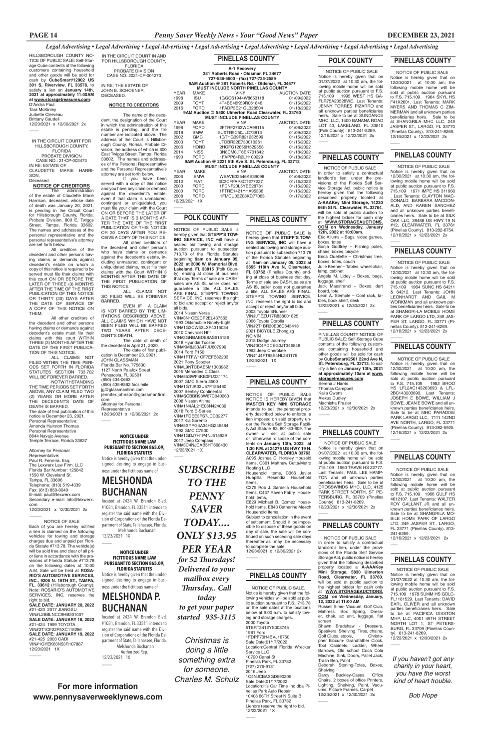*Legal Advertising • Legal Advertising • Legal Advertising • Legal Advertising • Legal Advertising • Legal Advertising • Legal Advertising • Legal Advertising*

HILLSBOROUGH COUNTY NOTICE OF PUBLIC SALE: Self-Storage Cube contents of the following customers containing household and other goods will be sold for cash by **CubeSmart/12902 US 301 S, Riverview, FL 33578**, to satisfy a lien on **January 14th, 2021 at approximately 11:00AM at www.storagetreasures.com**:
D'Andra Paul
Tara McKinley
Julbette Cerveau
Brittany Caudell
12/23/2021 x 12/30/2021 2x

IN THE CIRCUIT COURT FOR HILLSBOROUGH COUNTY, FLORIDA
PROBATE DIVISION
CASE NO.: 21-CP-003473
IN RE: ESTATE OF CLAUDETTE MARIE HARRISON,
Deceased.

**NOTICE OF CREDITORS**

The administration of the estate of Claudette Marie Harrison, deceased, whose date of death was January 20, 2021, is pending in the Circuit Court for Hillsborough County, Florida, Probate Division, 800 E. Twiggs Street, Tampa, Florida 33602. The names and addresses of the personal representative and the personal representative's attorney are set forth below.

All creditors of the decedent and other persons having claims or demands against decedent's estate on whom a copy of this notice is required to be served must file their claims with this court ON OR BEFORE THE LATER OF THREE (3) MONTHS AFTER THE TIME OF THE FIRST PUBLICATION OF THIS NOTICE OR THIRTY (30) DAYS AFTER THE DATE OF SERVICE OF A COPY OF THIS NOTICE ON THEM.

All other creditors of the decedent and other persons having claims or demands against decedent's estate must file their claims with this court WITHIN THREE (3) MONTHS AFTER THE DATE OF THE FIRST PUBLICATION OF THIS NOTICE.

ALL CLAIMS NOT FILED WITHIN THE TIME PERIODS SET FORTH IN FLORIDA STATUTES SECTION 733.702 WILL BE FOREVER BARRED.

NOTWITHSTANDING THE TIME PERIODS SET FORTH ABOVE, ANY CLAIM FILED TWO (2) YEARS OR MORE AFTER THE DECEDENT'S DATE OF DEATH IS BARRED.

The date of first publication of this notice is December 23, 2021.
Personal Representative:
Amonda Hairston Thomas
Personal Representative
8644 Navajo Avenue
Temple Terrace, Florida 33637

Attorney for Personal Representative:
Paul R. Ferreira, Esq.
The Lexwerx Law Firm, LLC
Florida Bar Number: 125842
1550 W. Cleveland St.
Tampa, FL 33606
Telephone: (813) 519-4339
Fax: (813) 850-0040
E-mail: paul@lexwerx.com
Secondary e-mail: info@lexwerx.com
12/23/2021 x 12/30/2021 2x

NOTICE OF SALE
Each of you are hereby notified a lien is claimed on the following vehicles for towing and storage charges due and unpaid per Florida Statute #713.78. The vehicle(s) will be sold free and clear of all prior liens in accordance with the provisions of Florida Statute #713.78 on the following dates at 10:00 A.M. Sale will be held at **ROSA-RIO'S AUTOMOTIVE SERVICES, INC., 9206 N. 16TH ST., TAMPA, FL. 33612** (Hillsborough County). Note: ROSARIO'S AUTOMOTIVE SERVICES, INC. reserves the right to bid.
**SALE DATE: JANUARY 20, 2022**
#21-423 2017 JIANGSU
VIN#L2BBLNCC9HB301007
**SALE DATE: JANUARY 18, 2022**
#21-424 1999 TOYOTA
VIN#2T1CF22P5XC118286
**SALE DATE: JANUARY 19, 2022**
#21-425 2003 CADI
VIN#1GYEK63N53R107887
12/23/2021 1X

IN THE CIRCUIT COURT IN AND FOR HILLSBOROUGH COUNTY, FLORIDA
PROBATE DIVISION
CASE NO. 2021-CP-001270

IN RE: THE ESTATE OF JOHN E. SCHOENER, DECEASED.

**NOTICE TO CREDITORS**

The name of the decedent, the designation of the Court in which the administration of this estate is pending, and the file number are indicated above. The address of the Court is Hillsborough County, Florida, Probate Division, the address of which is 800 East Twiggs Street, Tampa, Florida 33602. The names and addresses of the Personal Representative and the Personal Representative's attorney are set forth below.

If you have been served with a copy of this notice and you have any claim or demand against the decedent's estate, even if that claim is unmatured, contingent or unliquidated, you must file your claim with the Court ON OR BEFORE THE LATER OF A DATE THAT IS 3 MONTHS AFTER THE DATE OF THE FIRST PUBLICATION OF THIS NOTICE OR 30 DAYS AFTER YOU RECEIVE A COPY OF THIS NOTICE.

All other creditors of the decedent and other persons who have claims or demands against the decedent's estate, including unmatured, contingent or unliquidated claims, must file their claims with the Court WITHIN 3 MONTHS AFTER THE DATE OF THE FIRST PUBLICATION OF THIS NOTICE.

ALL CLAIMS NOT SO FILED WILL BE FOREVER BARRED.

EVEN IF A CLAIM IS NOT BARRED BY THE LIMITATIONS DESCRIBED ABOVE, ALL CLAIMS WHICH HAVE NOT BEEN FILED WILL BE BARRED TWO YEARS AFTER DECEDENT'S DEATH.

The date of death of the decedent is April 21, 2020.

The date of first publication is December 23, 2021.
JOHN GLASSMAN
Florida Bar No. 775630
1127 North Palafox Street
Pensacola, FL 32501
(850) 434-0663
(850) 435-8882 facsimile
jg@glassmanfirm.com
jennifer.johnson@glassmanfirm.com
Attorney for Personal Representative
12/23/2021 x 12/30/2021 2x

**NOTICE UNDER FICTITIOUS NAME LAW PURSUANT TO SECTION 865.09, FLORIDA STATUTES**

Notice is hereby given that the undersigned, desiring to engage in business under the fictitious name of

# MELSHONDA BUCHANAN

located at 2424 W. Brandon Blvd. #1031, Brandon, FL 33511 intends to register the said name with the Division of Corporations of the Florida Department of State, Tallahassee, Florida.
Melshonda Buchanan
12/23/2021 1X

**NOTICE UNDER FICTITIOUS NAME LAW PURSUANT TO SECTION 865.09, FLORIDA STATUTES**

Notice is hereby given that the undersigned, desiring to engage in business under the fictitious name of

# MELSHONDA P. BUCHANAN

located at 2424 W. Brandon Blvd. #1031, Brandon, FL 33511 intends to register the said name with the Division of Corporations of the Florida Department of State, Tallahassee, Florida.
Melshonda Buchanan
Authorized Rep.
12/23/2021 1X

## PINELLAS COUNTY

**A-1 Recovery**
**381 Roberts Road • Oldsmar, FL 34677**
**727-536-5600 • (fax) 727-725-2589**
**9AM Auction @ 381 Roberts Rd. • Oldsmar, FL 34677**
**MUST INCLUDE NORTH PINELLAS COUNTY**

| YEAR | MAKE | VIN# | AUCTION DATE |
|---|---|---|---|
| 1998 | ISU | 1GGCS194XW8653118 | 01/09/2022 |
| 2009 | TOYT | 4T4BE46K59R061846 | 01/15/2022 |
| 2016 | FORD | 1FADP3E21GL328504 | 01/18/2022 |

**9AM Auction @ 5500 Ulmerton Road Clearwater, FL 33760**
**MUST INCLUDE PINELLAS COUNTY**

| YEAR | MAKE | VIN# | AUCTION DATE |
|---|---|---|---|
| 1998 | FORD | 2FTRF2763WCA98115 | 01/08/2022 |
| 2018 | BMW | 5UXTR9C50JLC73813 | 01/09/2022 |
| 2002 | GMC | 1GTHG39R821232599 | 01/15/2022 |
| 2003 | TOYT | JTDBR32E730010361 | 01/15/2022 |
| 2006 | HOND | 2HGFG12656H529558 | 01/16/2022 |
| 2014 | NISS | 3N8CM0JT6EK701642 | 01/18/2022 |
| 1990 | FORD | 1FAPP64R2LH100229 | 01/18/2022 |

**9AM Auction @ 2221 5th Ave S. St. Petersburg, FL 33712**
**MUST INCLUDE PINELLAS COUNTY**

| YEAR | MAKE | VIN# | AUCTION DATE |
|---|---|---|---|
| 2006 | BMW | WBAVB33546KS39098 | 01/08/2022 |
| 2012 | FIAT | 3C3CFFAR8CT277227 | 01/16/2022 |
| 2000 | FORD | 1FDNF20L5YEE28781 | 01/16/2022 |
| 2000 | FORD | 1FTRE1421YHA95336 | 01/16/2022 |
| 2008 | FORD | 1FMCU03Z08KD77063 | 01/17/2022 |

12/23/2021 1X

## POLK COUNTY

NOTICE OF PUBLIC SALE is hereby given that **STEPP'S TOWING SERVICE, INC** will have a sealed bid towing and storage auction pursuant to subsection 713.78 of the Florida Statutes beginning **9am on January 05, 2022 at 2000 W. Memorial Blvd. Lakeland, FL 33815** (Polk County), ending at close of business that day. Terms of sale are CASH, sales are AS IS, seller does not guarantee a title, ALL SALES ARE FINAL. STEPP'S TOWING SERVICE, INC. reserves the right to bid and accept or reject any/or all bids.
2014 Nissan Versa
VIN#3N1CE2CP2EL437563
1993 Oldsmobile Ninety-Eight
VIN#1G3CW53LXP4315034
2010 Chevrolet Hhr
VIN#3GNBABDB8AS616186
2018 Hyundai Tucson
VIN#KM8J33A47JU607999
2014 Ford F150
VIN#1FTFW1CF7EFB82203
2021 Pony Scooter
VIN#L9NTCBAE5M1303982
2015 Mercedes C Class
VIN#55SWF4KB0FU031174
2007 GMC Sierra 3500
VIN#1GTJK33U57F185460
2007 Bentley Continental
VIN#SCBBR93W67C040260
2008 Nissan Altima
VIN#1N4AL21E08N424039
2018 Ford E-Series
VIN#1FDEE3FS7JDC32277
2017 Kia Sorento
VIN#5XYPG4A34HG246484
1992 GMC C7500
VIN#1GDJ7H1P4NJ515929
2017 Jeep Compass
VIN#3C4NJCAB5HT668430
12/23/2021 1X

## PINELLAS COUNTY

NOTICE OF PUBLIC SALE is hereby given that **STEPP'S TOWING SERVICE, INC** will have a sealed bid towing and storage auction pursuant to subsection 713.78 of the Florida Statutes beginning at **9am on January 05, 2022 at 3655 118th Ave N, Clearwater, FL 33762** (Pinellas County) ending at close of business that day. Terms of sale are CASH, sales are AS IS, seller does not guarantee a title, ALL SALES ARE FINAL. STEPP'S TOWING SERVICE, INC. reserves the right to bid and accept or reject any/or all bids.
2003 Toyota 4Runner
VIN#JTEZU17R830001825
2006 Toyota Corolla
VIN#2T1BR30E06C645418
2021 BICYCLE Zhongjzg
NO VIN
2018 Dodge Journey
VIN#3C4PDCEG3JT346848
1992 Jeep Cherokee
VIN#1J4FT88S4NL241176
12/23/2021 1X

*SUBSCRIBE TO THE PENNY SAVER TODAY.... ONLY $13.95 PER YEAR for 52 Thursdays! Delivered to your mailbox every Thursday.. Call today to get your paper started 935-3115*

## PINELLAS COUNTY

NOTICE OF PUBLIC SALE NOTICE IS HEREBY GIVEN THAT **MASTER KEY MINI STORAGE** intends to sell the personal property described below to enforce a lien imposed on said property under the Florida Self Storage Facility Act Statute 83. 801-83-809. The owner will sell at public sale or otherwise dispose of the contents on **January 13th, 2022 at 1:30 P.M. at 24275 US HWY 19 N. CLEARWATER, FLORIDA 33763**
A095 Joshua C. Horsley Household Items, C361 Matthew Cetta/Metro Roofing LLC
Household Items, C366 Javier Huapilla Resendiz Household Items,
C375 Rob J. Sardella Household Items, C437 Raven Fabry Household Items,
E829 Michael B. Gomez Household Items, E843 Catherine Meech Household Items.
Subject to cancellation in the event of settlement. Should it be impossible to dispose of these goods on day of sale, the sale will be continued on such seceding sale days thereafter as may be necessary to complete the sale.
12/23/2021 x 12/30/2021 2x

## PINELLAS COUNTY

NOTICE OF PUBLIC SALE.
Notice is hereby given that the following vehicles will be sold at public auction pursuant to F.S... 713.78 on the sale dates at the locations below at 9:00 a.m. to satisfy towing and storage charges.
2000 Toyota
5TBRT3412YS003745
1981 Ford
1FDPF70H4BVJ16750
Sale Date:01/17/2022
Location:Central Florida Wrecker Service LLC
10720 Canal St
Pinellas Park, FL 33782
(727) 276-9131
2016 Jeep
1C4NJCBAXGD590205
Sale Date:01/17/2022
Location:It's Car Time Inc dba Pinellas Park Auto Repair
10408 66TH Street N Suite B
Pinellas Park, FL 33782
Lienors reserve the right to bid.
12/23/2021 1X

*Christmas is doing a little something extra for someone. Charles M. Schulz*

## POLK COUNTY

NOTICE OF PUBLIC SALE
Notice is hereby given that on 01/07/2022 at 10:30 am, the following mobile home will be sold at public auction pursuant to F.S. 715.109 1995 WEST HS GAFLR75A23528WE. Last Tenants: JENNY TORRES PIZARRO and all unknown parties beneficiaries heirs. Sale to be at SUNDANCE MHC, LLC, 1400 BANANA ROAD LOT 43, LAKELAND, FL 33810 (Polk County). 813-241-8269.
12/16/2021 x 12/23/2021 2x

## PINELLAS COUNTY

NOTICE OF PUBLIC SALE
In order to satisfy a contractual landlord's lien, under the provisions of the Florida Self Service Storage Act, public notice is hereby given that the following described property located at **A-AAAKey Mini Storage, 14220 66th St N., Clearwater, FL 33764**, will be sold at public auction to the highest bidder for cash only at **WWW.STORAGEAUCTIONS.COM on Wednesday, January 12th, 2022 at 10:00am**.
Eric Allums – Bags, video games, boxes, totes
Sonja Godfrey – Fishing poles, chairs, boxes, bicycle
Erica Ouellette – Christmas tree, boxes, totes, couch
Julie Keener – Tables, wheel chair, lamp, cabinet
Angela M. Lidey – Boxes, bags, luggage, shelf
Jack Maestranzi – Boxes, dart board, tote
Leon A. Stemple – Coat rack, tables, book shelf, desk
12/23/2021 x 12/30/2021 2x

## PINELLAS COUNTY

PINELLAS COUNTY NOTICE OF PUBLIC SALE: Self-Storage Cube contents of the following customers containing household and other goods will be sold for cash by **CubeSmart/2501 22nd Ave N, St. Petersburg, FL 33713**, to satisfy a lien on **January 13th, 2021 at approximately 10am at www.storagetreasures.com**:
Serena J Harris
Thomas Campbell
Kaila Owens
Alexus Dudley
Machisha Frazier
12/23/2021 x 12/30/2021 2x

## PINELLAS COUNTY

NOTICE OF PUBLIC SALE
Notice is hereby given that on 01/07/2022 at 10:30 am, the following mobile home will be sold at public auction pursuant to F.S. 715.109 1960 TRAVE HS 22777. Last Tenants: PAUL LEE HAMPTON and all unknown parties beneficiaries heirs. Sale to be at CROSSWINDS MHC, LLC, 4125 PARK STREET NORTH, ST PETERSBURG, FL 33709 (Pinellas County). 813-241-8269.
12/23/2021 x 12/30/2021 2x

## PINELLAS COUNTY

NOTICE OF PUBLIC SALE
In order to satisfy a contractual landlord's lien, under the provisions of the Florida Self Service Storage Act, public notice is hereby given that the following described property located **A-AAAKey Mini Storage, 5830 Ulmerton Road, Clearwater, FL 33760**, will be sold at public auction to the highest bidder for cash only at **WWW.STORAGEAUCTIONS.COM on Wednesday, January, 12, 2022 at 11:00 AM**.
Russell Sims- Vacuum, Golf Club, Mattress, Box Spring, Dresser, chair, ac unit, luggage, flat screen
Shawn Bradshaw - Dressers, Speakers. Shelving, Tires, chains, Golf Clubs, stools, Christopher Biccum- Grandfather Clock, Tool Cabinets, Ladder, Wheel Barrows, Old school Coca Cola Machine, Sink, Doors, Pallet Jack, Trash Ben, Paint
Deborah Sterling-Totes, Boxes, Shelving
Darcy Buckley-Cases, Office Chairs, 2 boxes of office Printers, Lighting, Shelving, Paint, Vacuums, Picture Frames, Carpet
12/23/2021 x 12/30/2021 2x

## PINELLAS COUNTY

NOTICE OF PUBLIC SALE
Notice is hereby given that on 12/30/2021 at 10:30 am, the following mobile home will be sold at public auction pursuant to F.S. 715.109 1964 SKYL HS F41X2601. Last Tenants: MARK MYERS AND THOMAS C ZIMMERMAN and all unknown parties beneficiaries heirs. Sale to be at SHANGRILA MHC LLC, 249 JASPER ST., LARGO, FL 33770 (Pinellas County). 813-241-8269.
12/16/2021 x 12/23/2021 2x

## PINELLAS COUNTY

NOTICE OF PUBLIC SALE
Notice is hereby given that on 12/30/2021 at 10:30 am, the following mobile home will be sold at public auction pursuant to F.S. 715.109 1971 IMPE HS 311960 . Last Tenants: CLAYTON MACDONALD, BARBARA MACDONALD, AND KAREN SANCHEZ and all unknown parties beneficiaries heirs. Sale to be at SILK OAK LLC, 28488 US HWY 19 N #12, CLEARWATER, FL 33761 (Pinellas County). 813-282-6754.
12/16/2021 x 12/23/2021 2x

## PINELLAS COUNTY

NOTICE OF PUBLIC SALE
Notice is hereby given that on 12/30/2021 at 10:30 am, the following mobile home will be sold at public auction pursuant to F.S. 715.109 1964 SUNC HS 64211 & 64212. Last Tenants: JOHN LEONHARDT AND GAIL M WORKMAN and all unknown parties beneficiaries heirs. Sale to be at SHANGRI-LA MOBILE HOME PARK OF LARGO LTD, 249 JASPER ST, LARGO, FL 33771 (Pinellas County). 813-241-8269.
12/16/2021 x 12/23/2021 2x

## PINELLAS COUNTY

NOTICE OF PUBLIC SALE
Notice is hereby given that on 12/30/2021 at 10:30 am, the following mobile home will be sold at public auction pursuant to F.S. 715.109 1982 BROO HS LFL2AC143203693 & LFL2BC143203693. Last Tenants: JOSEPH E BOWE, WILLIAM J BOWE, JEAN E BOWE and all unknown parties beneficiaries heirs. Sale to be at MHC PARADISE PARK LARGO LLC, 7111 142ND AVE NORTH, LARGO, FL 33771 (Pinellas County). 813-282-5925.
12/16/2021 x 12/23/2021 2x

## PINELLAS COUNTY

NOTICE OF PUBLIC SALE
Notice is hereby given that on 12/30/2021 at 10:30 am, the following mobile home will be sold at public auction pursuant to F.S. 715.109 1966 GULF HS 4612107. Last Tenants: WALTER ROY GALLANT JR and all unknown parties beneficiaries heirs. Sale to be at SHANGRILA MOBILE HOME PARK OF LARGO LTD, 249 JASPER ST, LARGO, FL 33771 (Pinellas County). 813-241-8269.
12/16/2021 x 12/23/2021 2x

## PINELLAS COUNTY

NOTICE OF PUBLIC SALE
Notice is hereby given that on 01/07/2022 at 10:30 am, the following mobile home will be sold at public auction pursuant to F.S. 715.109 1978 SUMM HS GDLCFL1181529. Last Tenants: DAVID EARL OLIVER and all unknown parties beneficiaries heirs. Sale to be at PACIFICA DISSTON MHP, LLC, 4001 49TH STREET NORTH LOT 1, ST PETERSBURG, FL 33709 (Pinellas County). 813-241-8269.
12/23/2021 x 12/30/2021 2x

*If you haven't got any charity in your heart, you have the worst kind of heart trouble.*

*Bob Hope*

**For more information www.pennysaverweeklynews.com**